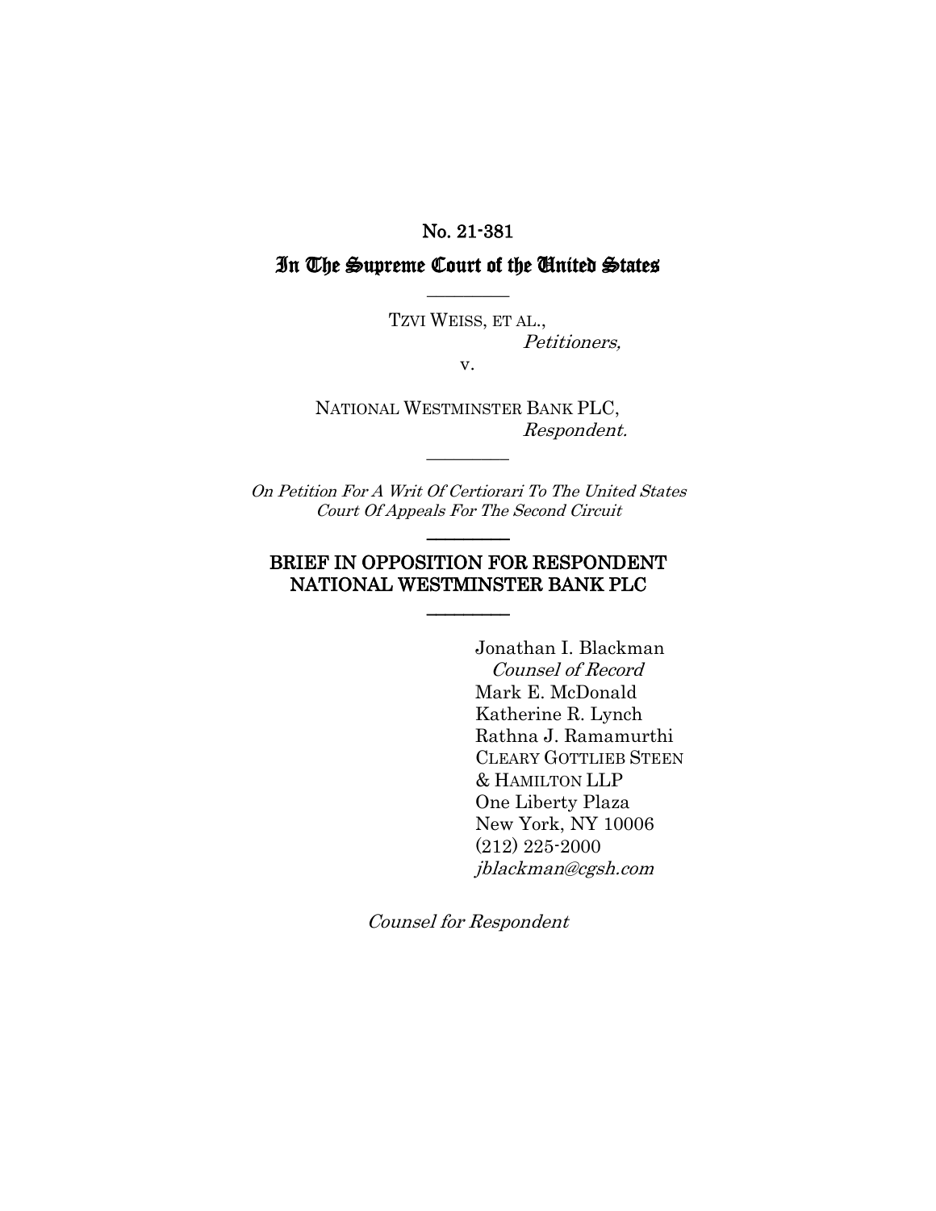No. 21-381

# In The Supreme Court of the United States

---

TZVI WEISS, ET AL.,
*Petitioners,*

v.

NATIONAL WESTMINSTER BANK PLC,
*Respondent.*

---

*On Petition For A Writ Of Certiorari To The United States Court Of Appeals For The Second Circuit*

---

## BRIEF IN OPPOSITION FOR RESPONDENT NATIONAL WESTMINSTER BANK PLC

---

Jonathan I. Blackman
*Counsel of Record*
Mark E. McDonald
Katherine R. Lynch
Rathna J. Ramamurthi
CLEARY GOTTLIEB STEEN & HAMILTON LLP
One Liberty Plaza
New York, NY 10006
(212) 225-2000
*jblackman@cgsh.com*

*Counsel for Respondent*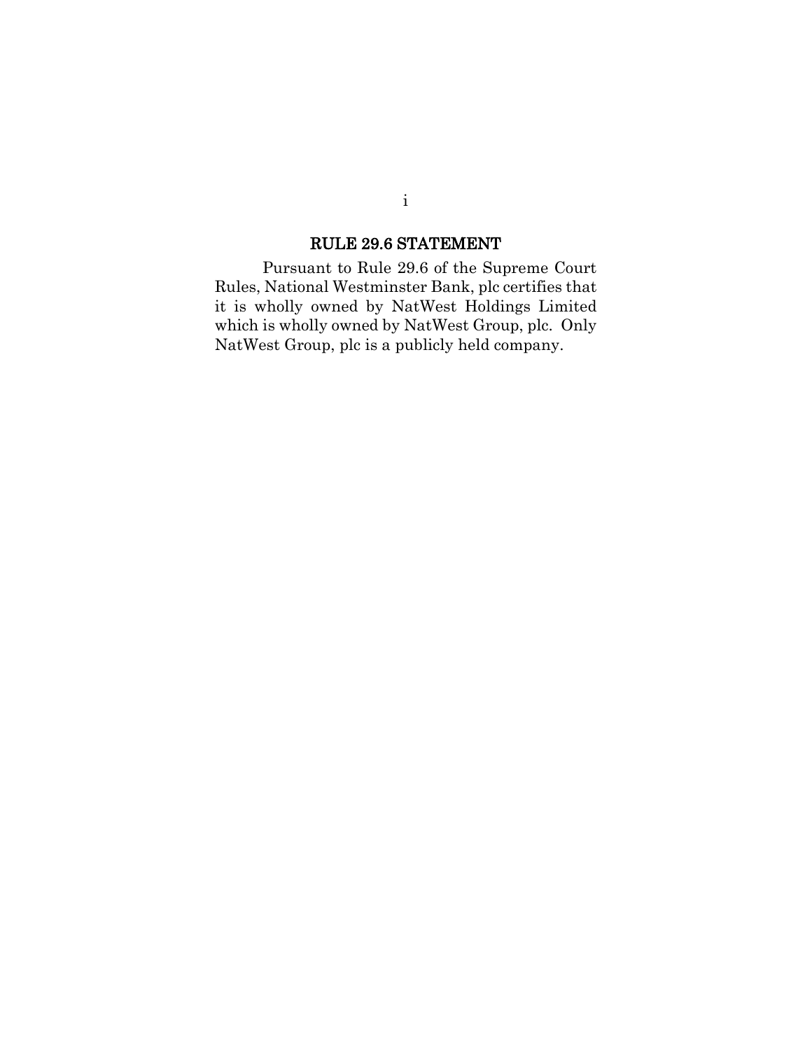## RULE 29.6 STATEMENT

Pursuant to Rule 29.6 of the Supreme Court Rules, National Westminster Bank, plc certifies that it is wholly owned by NatWest Holdings Limited which is wholly owned by NatWest Group, plc. Only NatWest Group, plc is a publicly held company.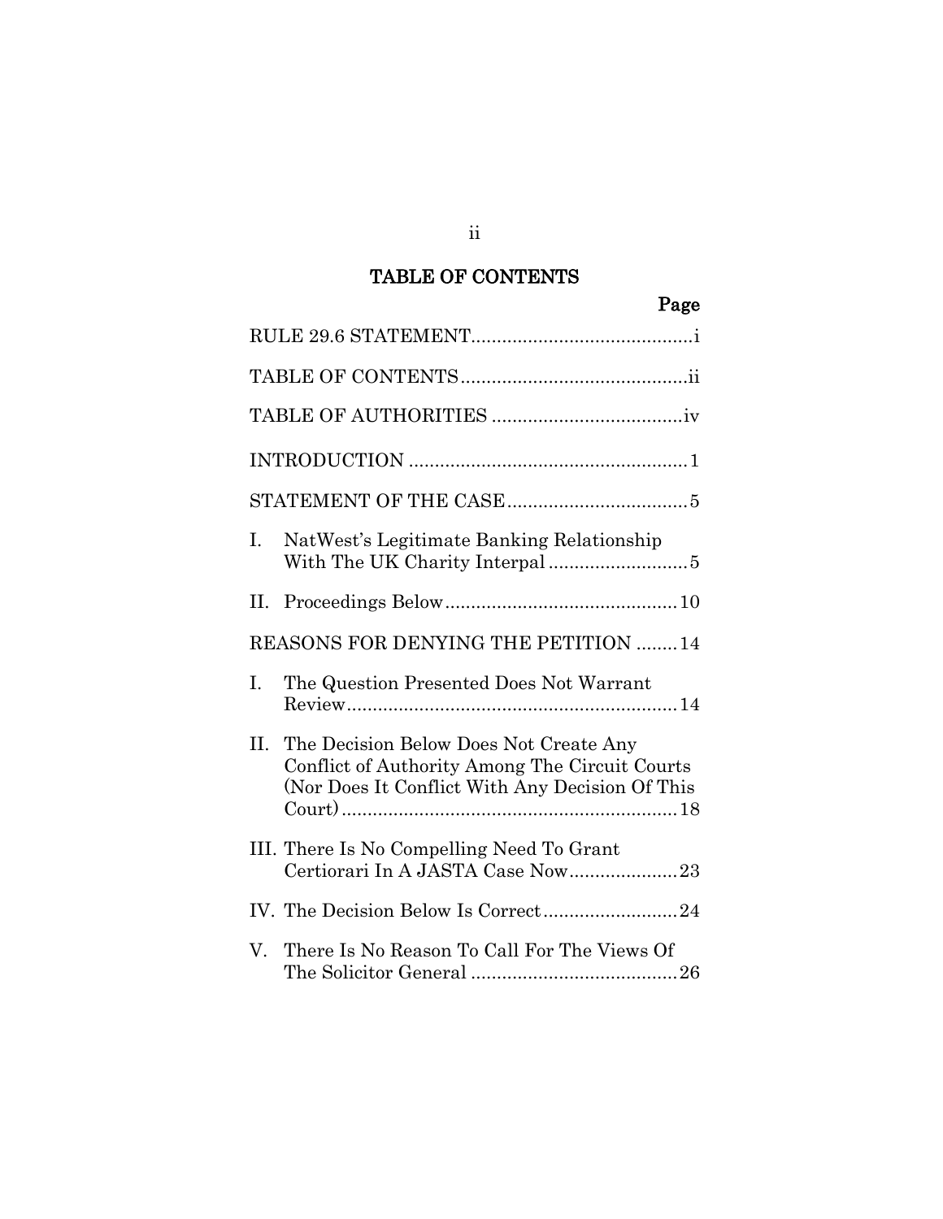## TABLE OF CONTENTS

| | Page |
|---|---|
| RULE 29.6 STATEMENT | i |
| TABLE OF CONTENTS | ii |
| TABLE OF AUTHORITIES | iv |
| INTRODUCTION | 1 |
| STATEMENT OF THE CASE | 5 |
| I. NatWest's Legitimate Banking Relationship With The UK Charity Interpal | 5 |
| II. Proceedings Below | 10 |
| REASONS FOR DENYING THE PETITION | 14 |
| I. The Question Presented Does Not Warrant Review | 14 |
| II. The Decision Below Does Not Create Any Conflict of Authority Among The Circuit Courts (Nor Does It Conflict With Any Decision Of This Court) | 18 |
| III. There Is No Compelling Need To Grant Certiorari In A JASTA Case Now | 23 |
| IV. The Decision Below Is Correct | 24 |
| V. There Is No Reason To Call For The Views Of The Solicitor General | 26 |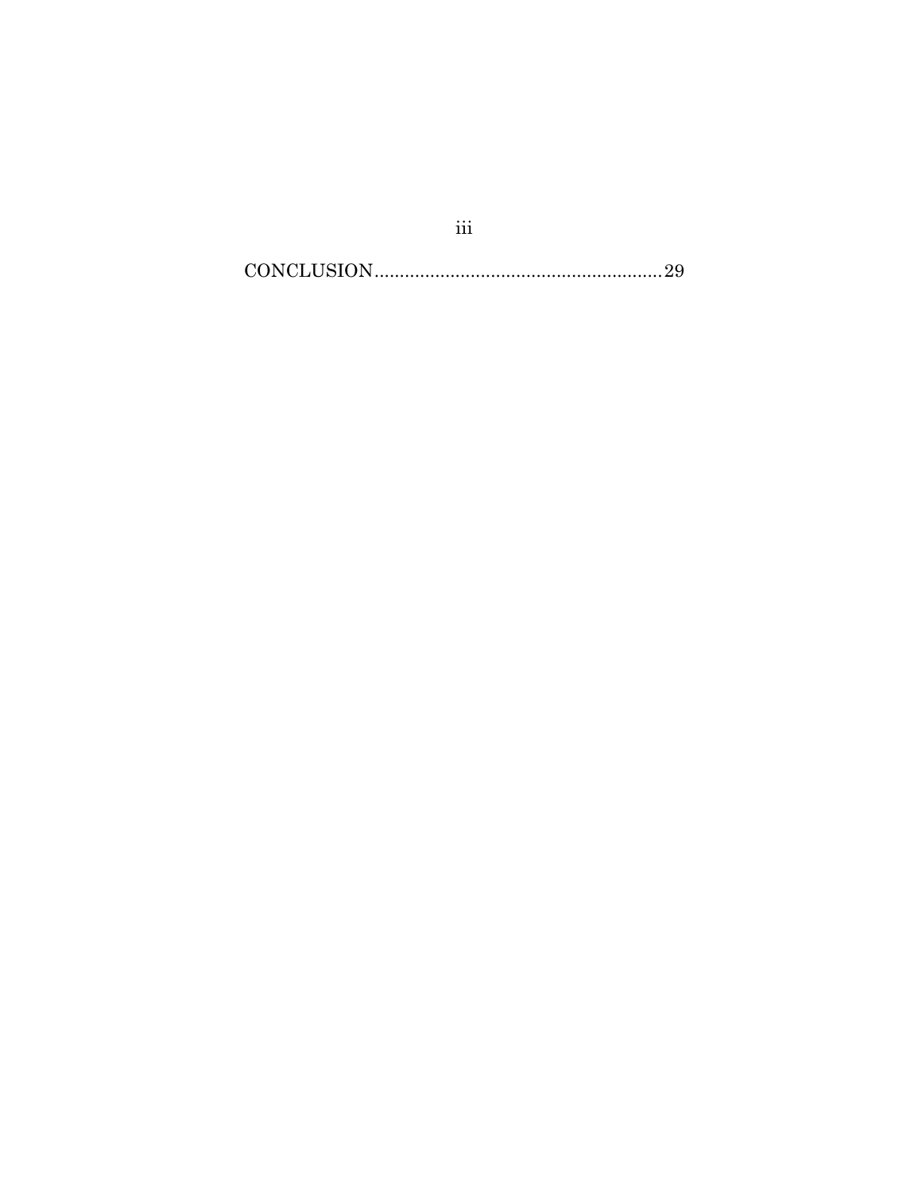CONCLUSION........................................................29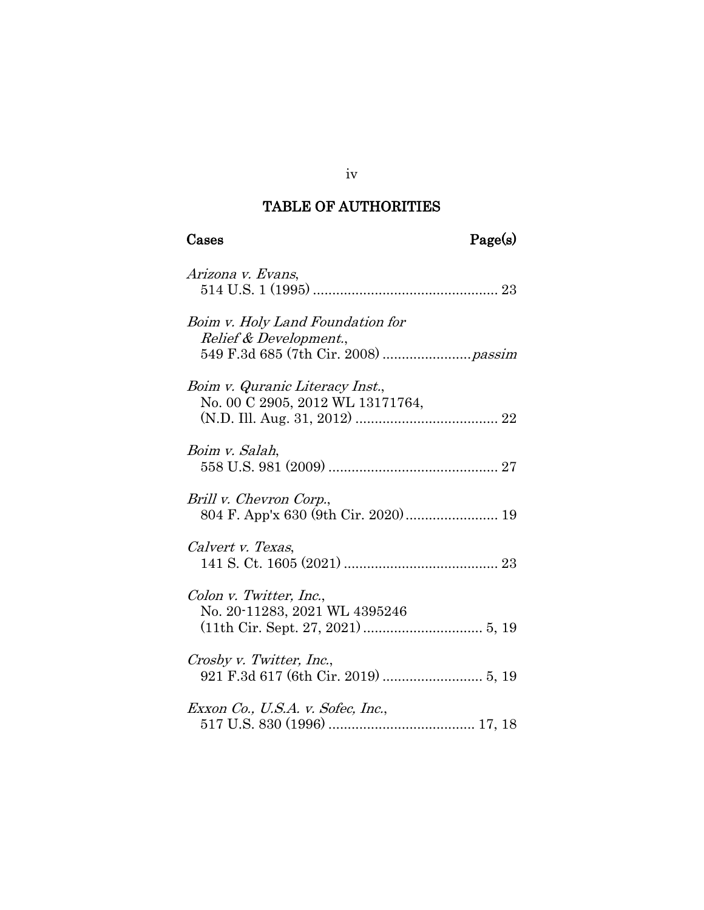## TABLE OF AUTHORITIES

**Cases** **Page(s)**

*Arizona v. Evans*,
514 U.S. 1 (1995) ................................................ 23

*Boim v. Holy Land Foundation for Relief & Development.*,
549 F.3d 685 (7th Cir. 2008) ....................... *passim*

*Boim v. Quranic Literacy Inst.*,
No. 00 C 2905, 2012 WL 13171764,
(N.D. Ill. Aug. 31, 2012) ..................................... 22

*Boim v. Salah*,
558 U.S. 981 (2009) ............................................ 27

*Brill v. Chevron Corp.*,
804 F. App'x 630 (9th Cir. 2020) ........................ 19

*Calvert v. Texas*,
141 S. Ct. 1605 (2021) ........................................ 23

*Colon v. Twitter, Inc.*,
No. 20-11283, 2021 WL 4395246
(11th Cir. Sept. 27, 2021) ............................... 5, 19

*Crosby v. Twitter, Inc.*,
921 F.3d 617 (6th Cir. 2019) .......................... 5, 19

*Exxon Co., U.S.A. v. Sofec, Inc.*,
517 U.S. 830 (1996) ...................................... 17, 18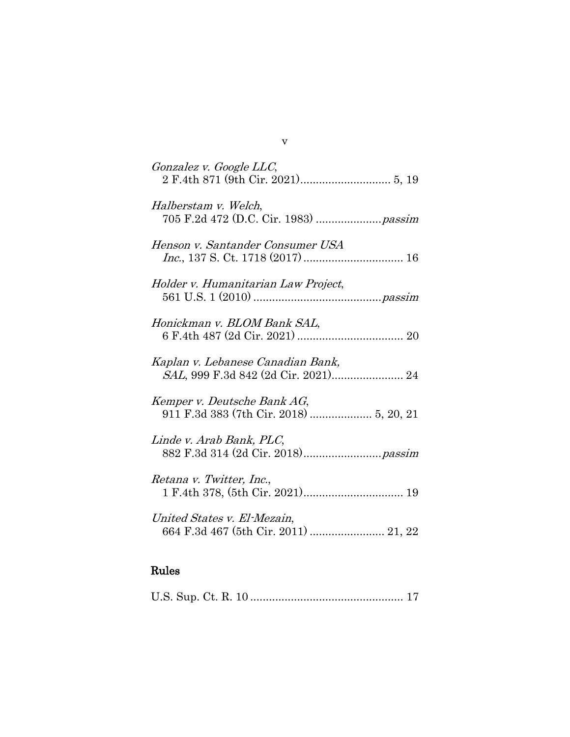*Gonzalez v. Google LLC*,
2 F.4th 871 (9th Cir. 2021)............................ 5, 19

*Halberstam v. Welch*,
705 F.2d 472 (D.C. Cir. 1983) .....................*passim*

*Henson v. Santander Consumer USA Inc.*, 137 S. Ct. 1718 (2017) ................................ 16

*Holder v. Humanitarian Law Project*,
561 U.S. 1 (2010) .........................................*passim*

*Honickman v. BLOM Bank SAL*,
6 F.4th 487 (2d Cir. 2021) .................................. 20

*Kaplan v. Lebanese Canadian Bank, SAL*, 999 F.3d 842 (2d Cir. 2021)....................... 24

*Kemper v. Deutsche Bank AG*,
911 F.3d 383 (7th Cir. 2018) .................... 5, 20, 21

*Linde v. Arab Bank, PLC*,
882 F.3d 314 (2d Cir. 2018).........................*passim*

*Retana v. Twitter, Inc.*,
1 F.4th 378, (5th Cir. 2021)................................ 19

*United States v. El-Mezain*,
664 F.3d 467 (5th Cir. 2011) ........................ 21, 22

## Rules

U.S. Sup. Ct. R. 10 ................................................. 17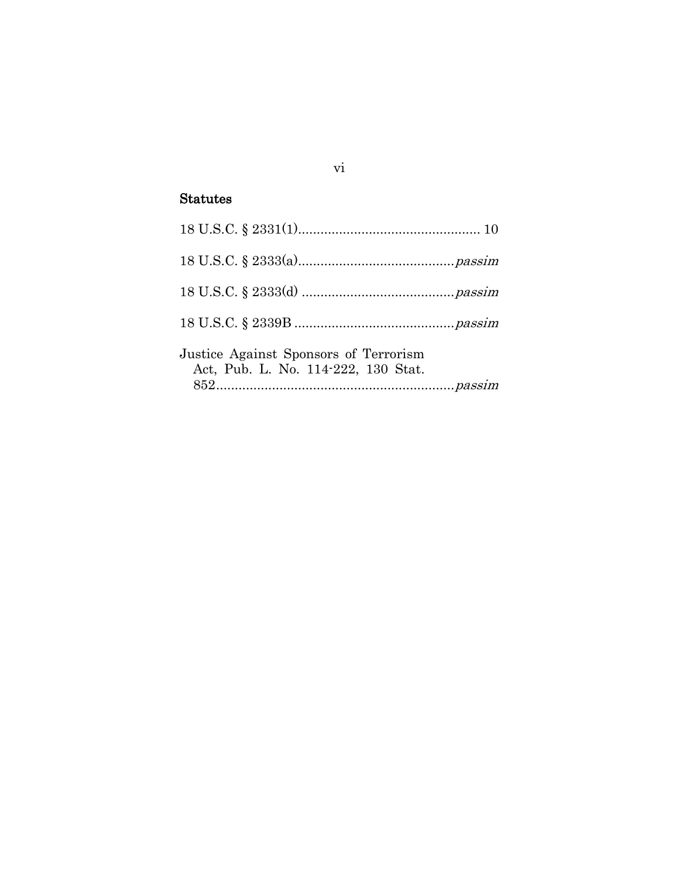### Statutes

18 U.S.C. § 2331(1)................................................ 10

18 U.S.C. § 2333(a).........................................*passim*

18 U.S.C. § 2333(d) ........................................*passim*

18 U.S.C. § 2339B ..........................................*passim*

Justice Against Sponsors of Terrorism Act, Pub. L. No. 114-222, 130 Stat. 852...............................................................*passim*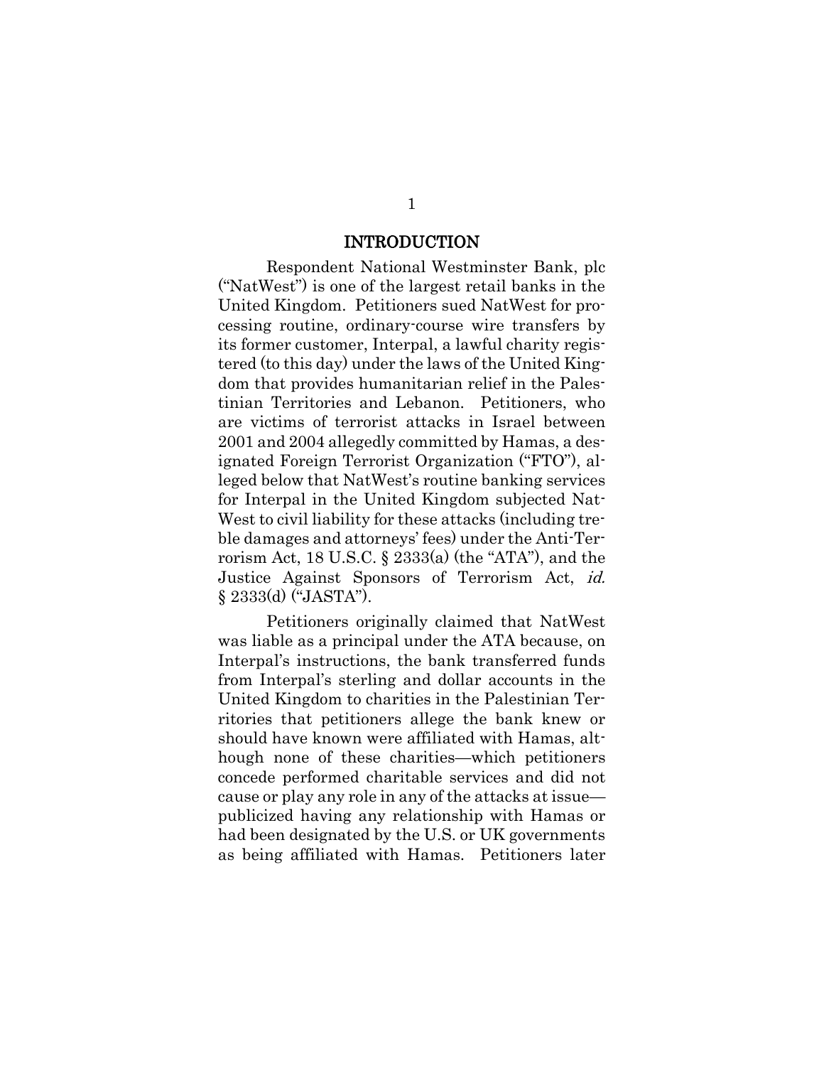## INTRODUCTION

Respondent National Westminster Bank, plc ("NatWest") is one of the largest retail banks in the United Kingdom. Petitioners sued NatWest for processing routine, ordinary-course wire transfers by its former customer, Interpal, a lawful charity registered (to this day) under the laws of the United Kingdom that provides humanitarian relief in the Palestinian Territories and Lebanon. Petitioners, who are victims of terrorist attacks in Israel between 2001 and 2004 allegedly committed by Hamas, a designated Foreign Terrorist Organization ("FTO"), alleged below that NatWest's routine banking services for Interpal in the United Kingdom subjected NatWest to civil liability for these attacks (including treble damages and attorneys' fees) under the Anti-Terrorism Act, 18 U.S.C. § 2333(a) (the "ATA"), and the Justice Against Sponsors of Terrorism Act, *id.* § 2333(d) ("JASTA").

Petitioners originally claimed that NatWest was liable as a principal under the ATA because, on Interpal's instructions, the bank transferred funds from Interpal's sterling and dollar accounts in the United Kingdom to charities in the Palestinian Territories that petitioners allege the bank knew or should have known were affiliated with Hamas, although none of these charities—which petitioners concede performed charitable services and did not cause or play any role in any of the attacks at issue—publicized having any relationship with Hamas or had been designated by the U.S. or UK governments as being affiliated with Hamas. Petitioners later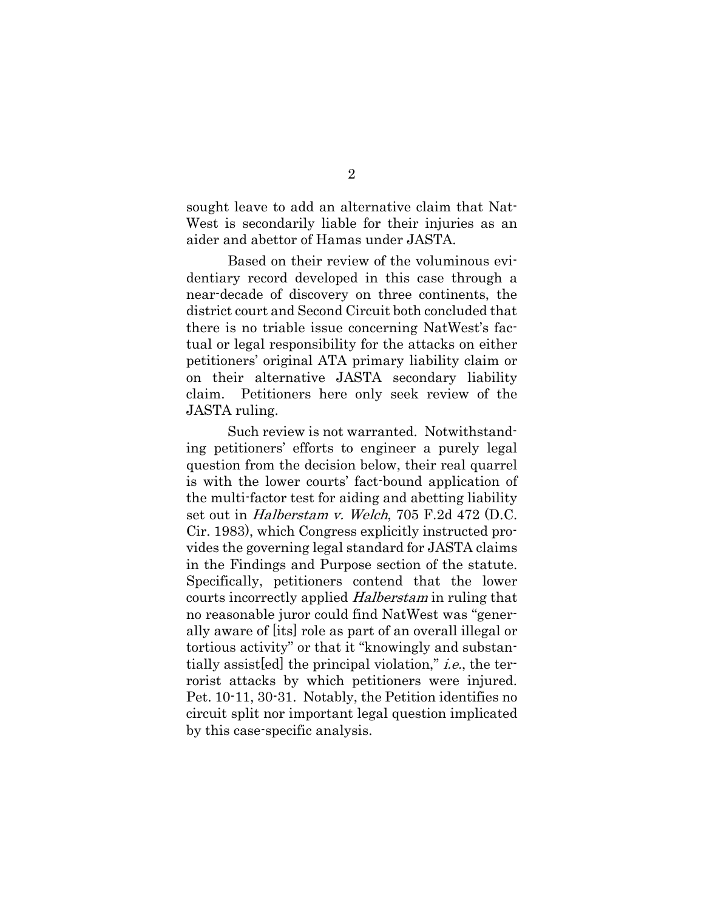sought leave to add an alternative claim that NatWest is secondarily liable for their injuries as an aider and abettor of Hamas under JASTA.

Based on their review of the voluminous evidentiary record developed in this case through a near-decade of discovery on three continents, the district court and Second Circuit both concluded that there is no triable issue concerning NatWest's factual or legal responsibility for the attacks on either petitioners' original ATA primary liability claim or on their alternative JASTA secondary liability claim. Petitioners here only seek review of the JASTA ruling.

Such review is not warranted. Notwithstanding petitioners' efforts to engineer a purely legal question from the decision below, their real quarrel is with the lower courts' fact-bound application of the multi-factor test for aiding and abetting liability set out in *Halberstam v. Welch*, 705 F.2d 472 (D.C. Cir. 1983), which Congress explicitly instructed provides the governing legal standard for JASTA claims in the Findings and Purpose section of the statute. Specifically, petitioners contend that the lower courts incorrectly applied *Halberstam* in ruling that no reasonable juror could find NatWest was "generally aware of [its] role as part of an overall illegal or tortious activity" or that it "knowingly and substantially assist[ed] the principal violation," *i.e.*, the terrorist attacks by which petitioners were injured. Pet. 10-11, 30-31. Notably, the Petition identifies no circuit split nor important legal question implicated by this case-specific analysis.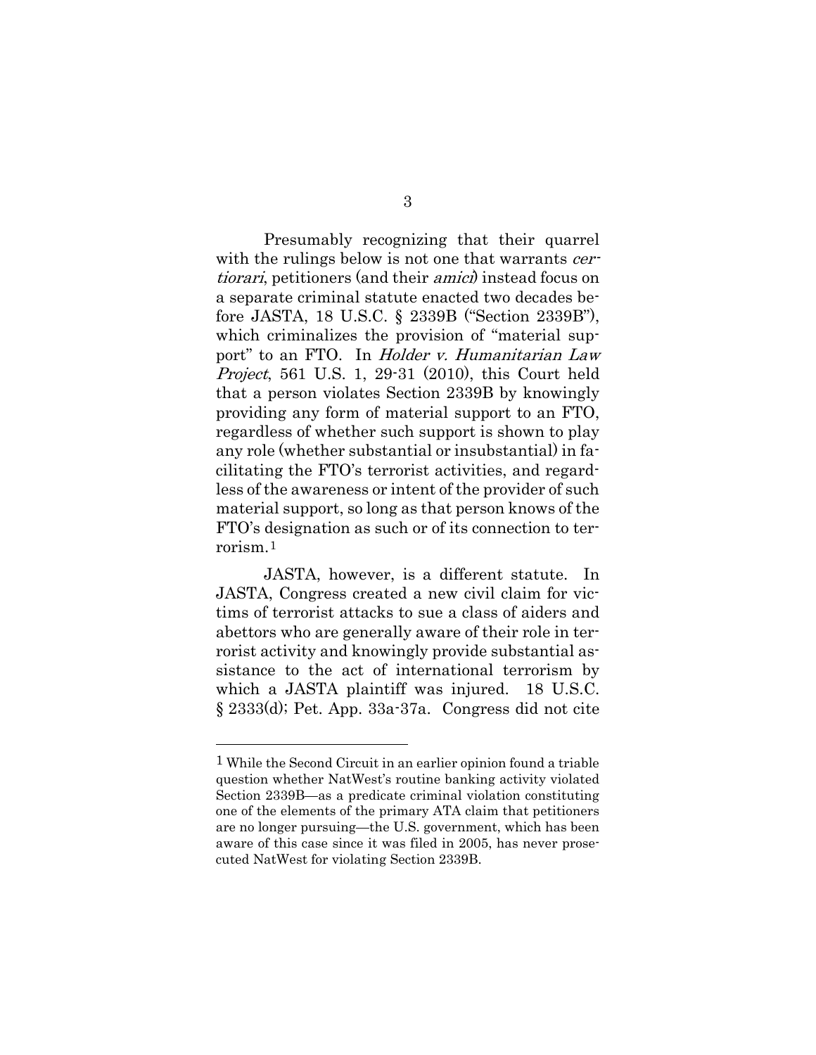Presumably recognizing that their quarrel with the rulings below is not one that warrants *certiorari*, petitioners (and their *amici*) instead focus on a separate criminal statute enacted two decades before JASTA, 18 U.S.C. § 2339B ("Section 2339B"), which criminalizes the provision of "material support" to an FTO. In *Holder v. Humanitarian Law Project*, 561 U.S. 1, 29-31 (2010), this Court held that a person violates Section 2339B by knowingly providing any form of material support to an FTO, regardless of whether such support is shown to play any role (whether substantial or insubstantial) in facilitating the FTO's terrorist activities, and regardless of the awareness or intent of the provider of such material support, so long as that person knows of the FTO's designation as such or of its connection to terrorism.[1]

JASTA, however, is a different statute. In JASTA, Congress created a new civil claim for victims of terrorist attacks to sue a class of aiders and abettors who are generally aware of their role in terrorist activity and knowingly provide substantial assistance to the act of international terrorism by which a JASTA plaintiff was injured. 18 U.S.C. § 2333(d); Pet. App. 33a-37a. Congress did not cite

[1] While the Second Circuit in an earlier opinion found a triable question whether NatWest's routine banking activity violated Section 2339B—as a predicate criminal violation constituting one of the elements of the primary ATA claim that petitioners are no longer pursuing—the U.S. government, which has been aware of this case since it was filed in 2005, has never prosecuted NatWest for violating Section 2339B.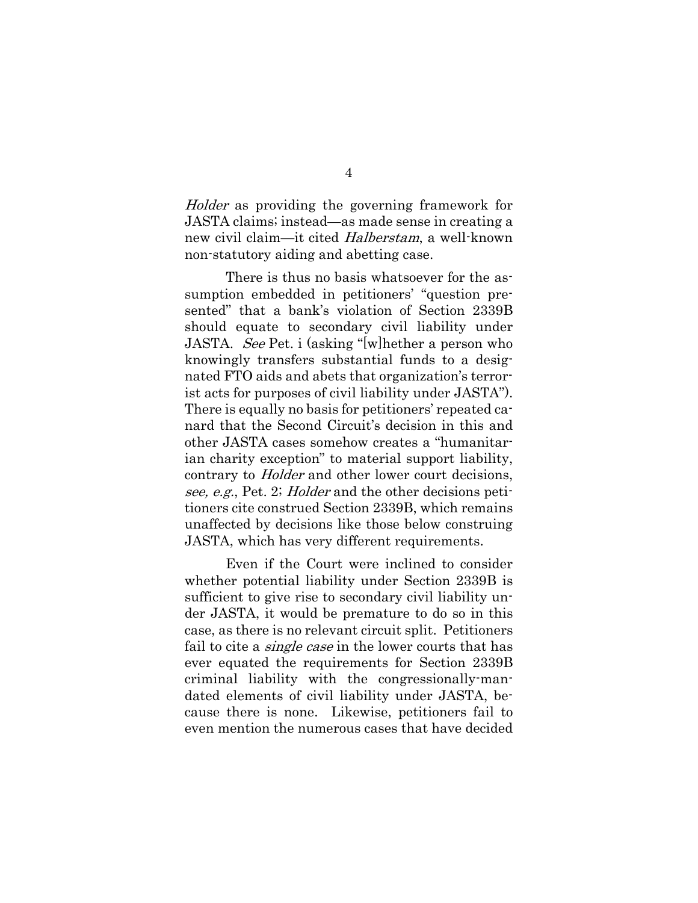*Holder* as providing the governing framework for JASTA claims; instead—as made sense in creating a new civil claim—it cited *Halberstam*, a well-known non-statutory aiding and abetting case.

There is thus no basis whatsoever for the assumption embedded in petitioners' "question presented" that a bank's violation of Section 2339B should equate to secondary civil liability under JASTA. *See* Pet. i (asking "[w]hether a person who knowingly transfers substantial funds to a designated FTO aids and abets that organization's terrorist acts for purposes of civil liability under JASTA"). There is equally no basis for petitioners' repeated canard that the Second Circuit's decision in this and other JASTA cases somehow creates a "humanitarian charity exception" to material support liability, contrary to *Holder* and other lower court decisions, *see, e.g.*, Pet. 2; *Holder* and the other decisions petitioners cite construed Section 2339B, which remains unaffected by decisions like those below construing JASTA, which has very different requirements.

Even if the Court were inclined to consider whether potential liability under Section 2339B is sufficient to give rise to secondary civil liability under JASTA, it would be premature to do so in this case, as there is no relevant circuit split. Petitioners fail to cite a *single case* in the lower courts that has ever equated the requirements for Section 2339B criminal liability with the congressionally-mandated elements of civil liability under JASTA, because there is none. Likewise, petitioners fail to even mention the numerous cases that have decided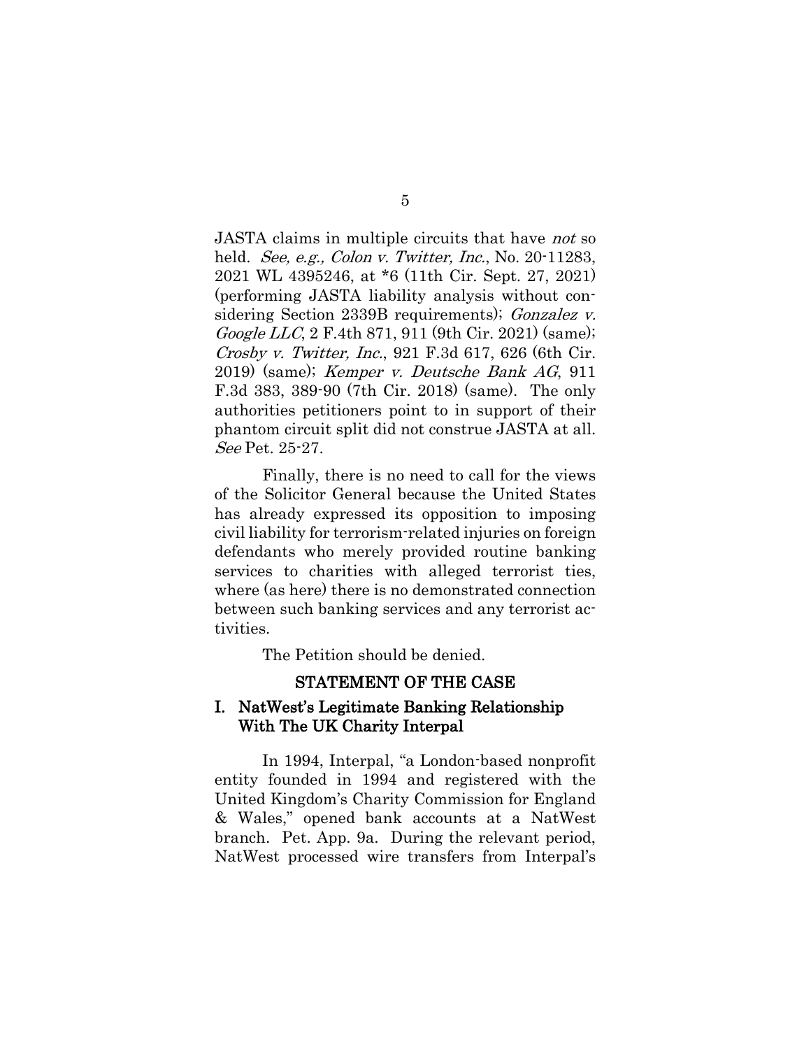JASTA claims in multiple circuits that have *not* so held. *See, e.g., Colon v. Twitter, Inc.*, No. 20-11283, 2021 WL 4395246, at *6 (11th Cir. Sept. 27, 2021) (performing JASTA liability analysis without considering Section 2339B requirements); *Gonzalez v. Google LLC*, 2 F.4th 871, 911 (9th Cir. 2021) (same); *Crosby v. Twitter, Inc.*, 921 F.3d 617, 626 (6th Cir. 2019) (same); *Kemper v. Deutsche Bank AG*, 911 F.3d 383, 389-90 (7th Cir. 2018) (same). The only authorities petitioners point to in support of their phantom circuit split did not construe JASTA at all. *See* Pet. 25-27.

Finally, there is no need to call for the views of the Solicitor General because the United States has already expressed its opposition to imposing civil liability for terrorism-related injuries on foreign defendants who merely provided routine banking services to charities with alleged terrorist ties, where (as here) there is no demonstrated connection between such banking services and any terrorist activities.

The Petition should be denied.

## STATEMENT OF THE CASE

### I. NatWest's Legitimate Banking Relationship With The UK Charity Interpal

In 1994, Interpal, "a London-based nonprofit entity founded in 1994 and registered with the United Kingdom's Charity Commission for England & Wales," opened bank accounts at a NatWest branch. Pet. App. 9a. During the relevant period, NatWest processed wire transfers from Interpal's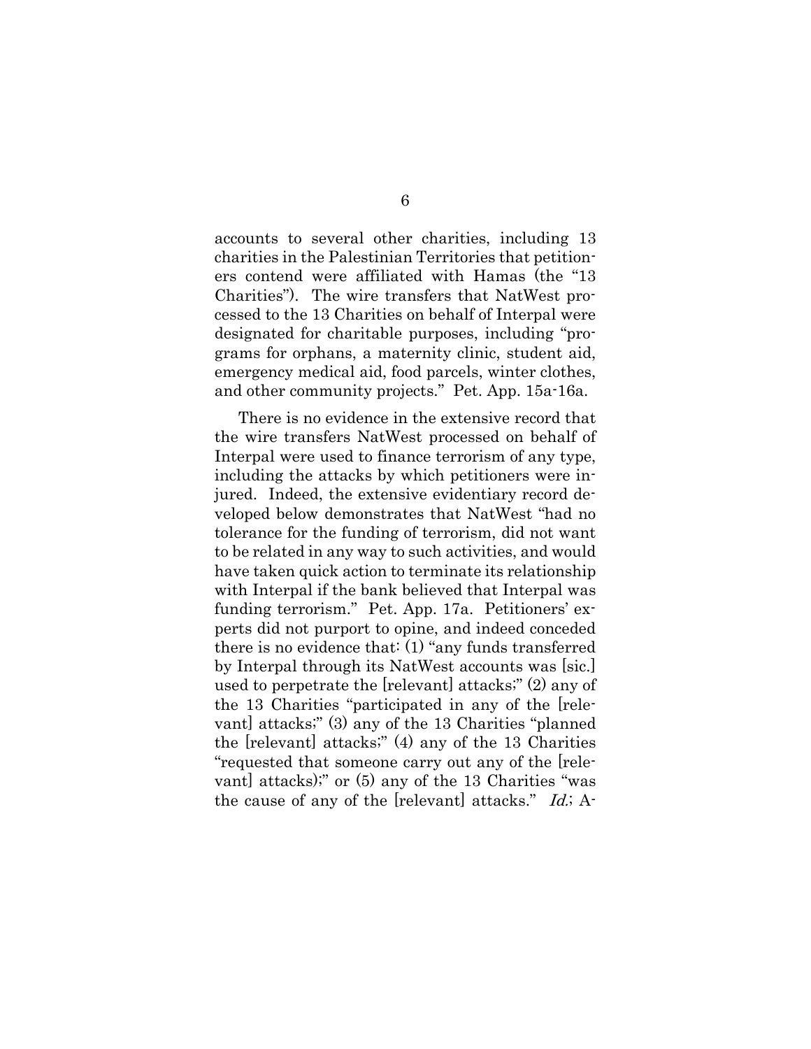accounts to several other charities, including 13 charities in the Palestinian Territories that petitioners contend were affiliated with Hamas (the "13 Charities"). The wire transfers that NatWest processed to the 13 Charities on behalf of Interpal were designated for charitable purposes, including "programs for orphans, a maternity clinic, student aid, emergency medical aid, food parcels, winter clothes, and other community projects." Pet. App. 15a-16a.

There is no evidence in the extensive record that the wire transfers NatWest processed on behalf of Interpal were used to finance terrorism of any type, including the attacks by which petitioners were injured. Indeed, the extensive evidentiary record developed below demonstrates that NatWest "had no tolerance for the funding of terrorism, did not want to be related in any way to such activities, and would have taken quick action to terminate its relationship with Interpal if the bank believed that Interpal was funding terrorism." Pet. App. 17a. Petitioners' experts did not purport to opine, and indeed conceded there is no evidence that: (1) "any funds transferred by Interpal through its NatWest accounts was [sic.] used to perpetrate the [relevant] attacks;" (2) any of the 13 Charities "participated in any of the [relevant] attacks;" (3) any of the 13 Charities "planned the [relevant] attacks;" (4) any of the 13 Charities "requested that someone carry out any of the [relevant] attacks);" or (5) any of the 13 Charities "was the cause of any of the [relevant] attacks." *Id.*; A-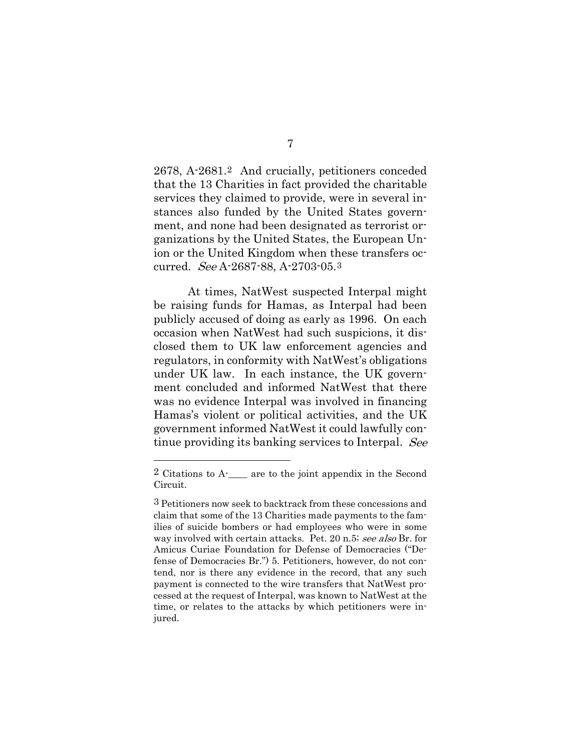2678, A-2681.[2] And crucially, petitioners conceded that the 13 Charities in fact provided the charitable services they claimed to provide, were in several instances also funded by the United States government, and none had been designated as terrorist organizations by the United States, the European Union or the United Kingdom when these transfers occurred. *See* A-2687-88, A-2703-05.[3]

At times, NatWest suspected Interpal might be raising funds for Hamas, as Interpal had been publicly accused of doing as early as 1996. On each occasion when NatWest had such suspicions, it disclosed them to UK law enforcement agencies and regulators, in conformity with NatWest's obligations under UK law. In each instance, the UK government concluded and informed NatWest that there was no evidence Interpal was involved in financing Hamas's violent or political activities, and the UK government informed NatWest it could lawfully continue providing its banking services to Interpal. *See*

---

[2] Citations to A-____ are to the joint appendix in the Second Circuit.

[3] Petitioners now seek to backtrack from these concessions and claim that some of the 13 Charities made payments to the families of suicide bombers or had employees who were in some way involved with certain attacks. Pet. 20 n.5; *see also* Br. for Amicus Curiae Foundation for Defense of Democracies ("Defense of Democracies Br.") 5. Petitioners, however, do not contend, nor is there any evidence in the record, that any such payment is connected to the wire transfers that NatWest processed at the request of Interpal, was known to NatWest at the time, or relates to the attacks by which petitioners were injured.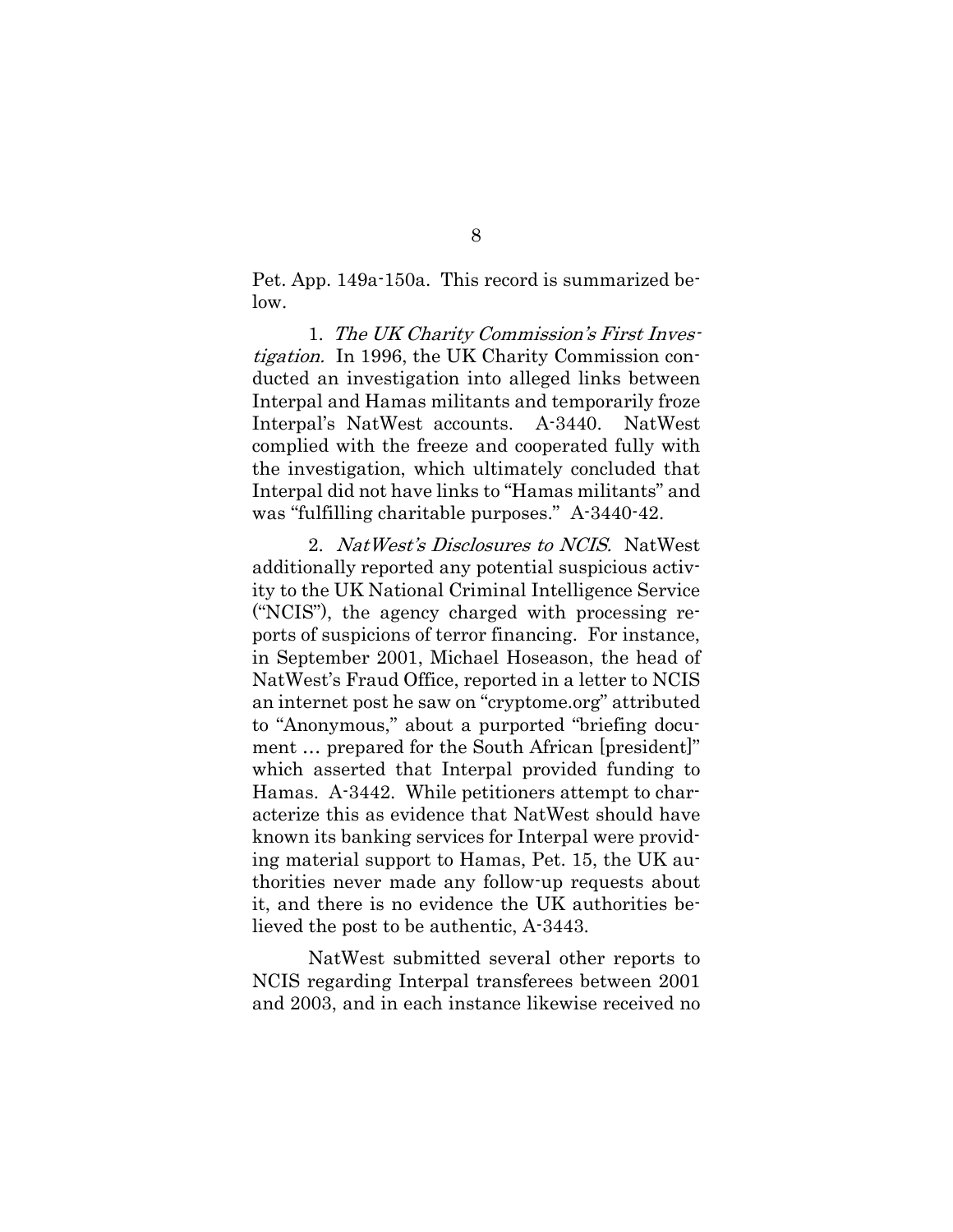Pet. App. 149a-150a. This record is summarized below.

1. *The UK Charity Commission's First Investigation.* In 1996, the UK Charity Commission conducted an investigation into alleged links between Interpal and Hamas militants and temporarily froze Interpal's NatWest accounts. A-3440. NatWest complied with the freeze and cooperated fully with the investigation, which ultimately concluded that Interpal did not have links to "Hamas militants" and was "fulfilling charitable purposes." A-3440-42.

2. *NatWest's Disclosures to NCIS.* NatWest additionally reported any potential suspicious activity to the UK National Criminal Intelligence Service ("NCIS"), the agency charged with processing reports of suspicions of terror financing. For instance, in September 2001, Michael Hoseason, the head of NatWest's Fraud Office, reported in a letter to NCIS an internet post he saw on "cryptome.org" attributed to "Anonymous," about a purported "briefing document … prepared for the South African [president]" which asserted that Interpal provided funding to Hamas. A-3442. While petitioners attempt to characterize this as evidence that NatWest should have known its banking services for Interpal were providing material support to Hamas, Pet. 15, the UK authorities never made any follow-up requests about it, and there is no evidence the UK authorities believed the post to be authentic, A-3443.

NatWest submitted several other reports to NCIS regarding Interpal transferees between 2001 and 2003, and in each instance likewise received no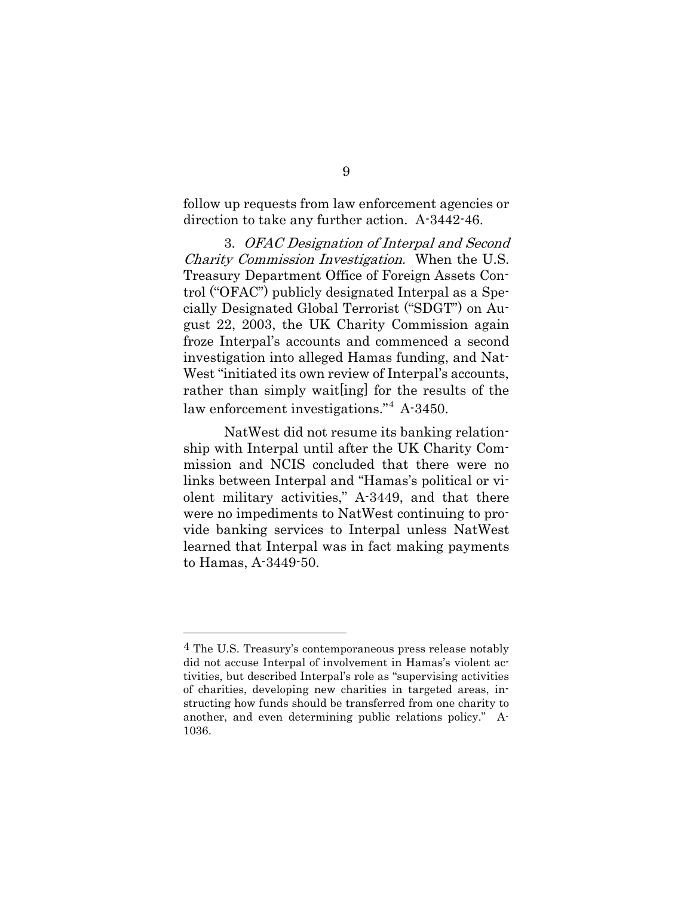follow up requests from law enforcement agencies or direction to take any further action. A-3442-46.

3. *OFAC Designation of Interpal and Second Charity Commission Investigation.* When the U.S. Treasury Department Office of Foreign Assets Control ("OFAC") publicly designated Interpal as a Specially Designated Global Terrorist ("SDGT") on August 22, 2003, the UK Charity Commission again froze Interpal's accounts and commenced a second investigation into alleged Hamas funding, and NatWest "initiated its own review of Interpal's accounts, rather than simply wait[ing] for the results of the law enforcement investigations."[4] A-3450.

NatWest did not resume its banking relationship with Interpal until after the UK Charity Commission and NCIS concluded that there were no links between Interpal and "Hamas's political or violent military activities," A-3449, and that there were no impediments to NatWest continuing to provide banking services to Interpal unless NatWest learned that Interpal was in fact making payments to Hamas, A-3449-50.

---

[4] The U.S. Treasury's contemporaneous press release notably did not accuse Interpal of involvement in Hamas's violent activities, but described Interpal's role as "supervising activities of charities, developing new charities in targeted areas, instructing how funds should be transferred from one charity to another, and even determining public relations policy." A-1036.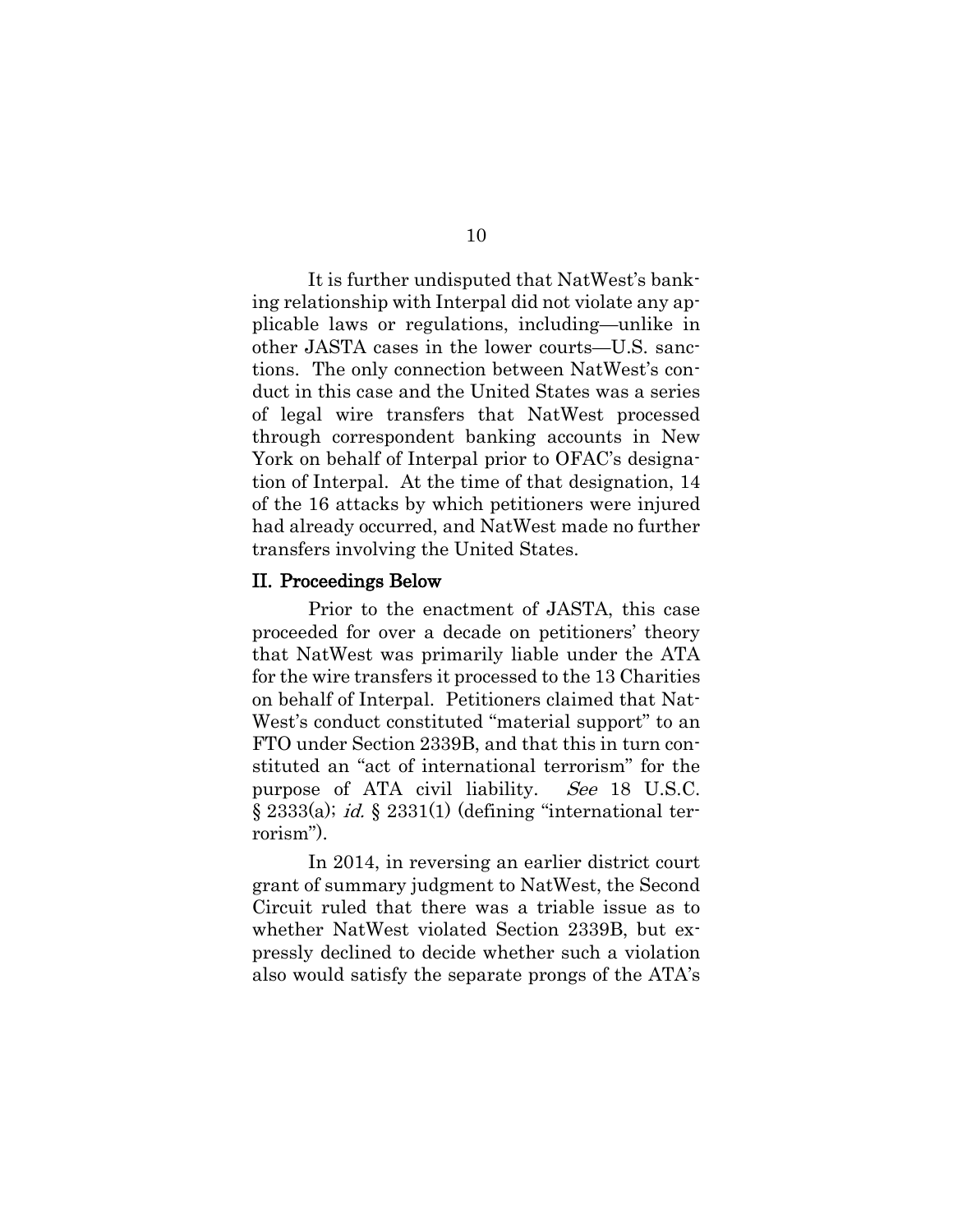It is further undisputed that NatWest's banking relationship with Interpal did not violate any applicable laws or regulations, including—unlike in other JASTA cases in the lower courts—U.S. sanctions. The only connection between NatWest's conduct in this case and the United States was a series of legal wire transfers that NatWest processed through correspondent banking accounts in New York on behalf of Interpal prior to OFAC's designation of Interpal. At the time of that designation, 14 of the 16 attacks by which petitioners were injured had already occurred, and NatWest made no further transfers involving the United States.

## II. Proceedings Below

Prior to the enactment of JASTA, this case proceeded for over a decade on petitioners' theory that NatWest was primarily liable under the ATA for the wire transfers it processed to the 13 Charities on behalf of Interpal. Petitioners claimed that NatWest's conduct constituted "material support" to an FTO under Section 2339B, and that this in turn constituted an "act of international terrorism" for the purpose of ATA civil liability. *See* 18 U.S.C. § 2333(a); *id.* § 2331(1) (defining "international terrorism").

In 2014, in reversing an earlier district court grant of summary judgment to NatWest, the Second Circuit ruled that there was a triable issue as to whether NatWest violated Section 2339B, but expressly declined to decide whether such a violation also would satisfy the separate prongs of the ATA's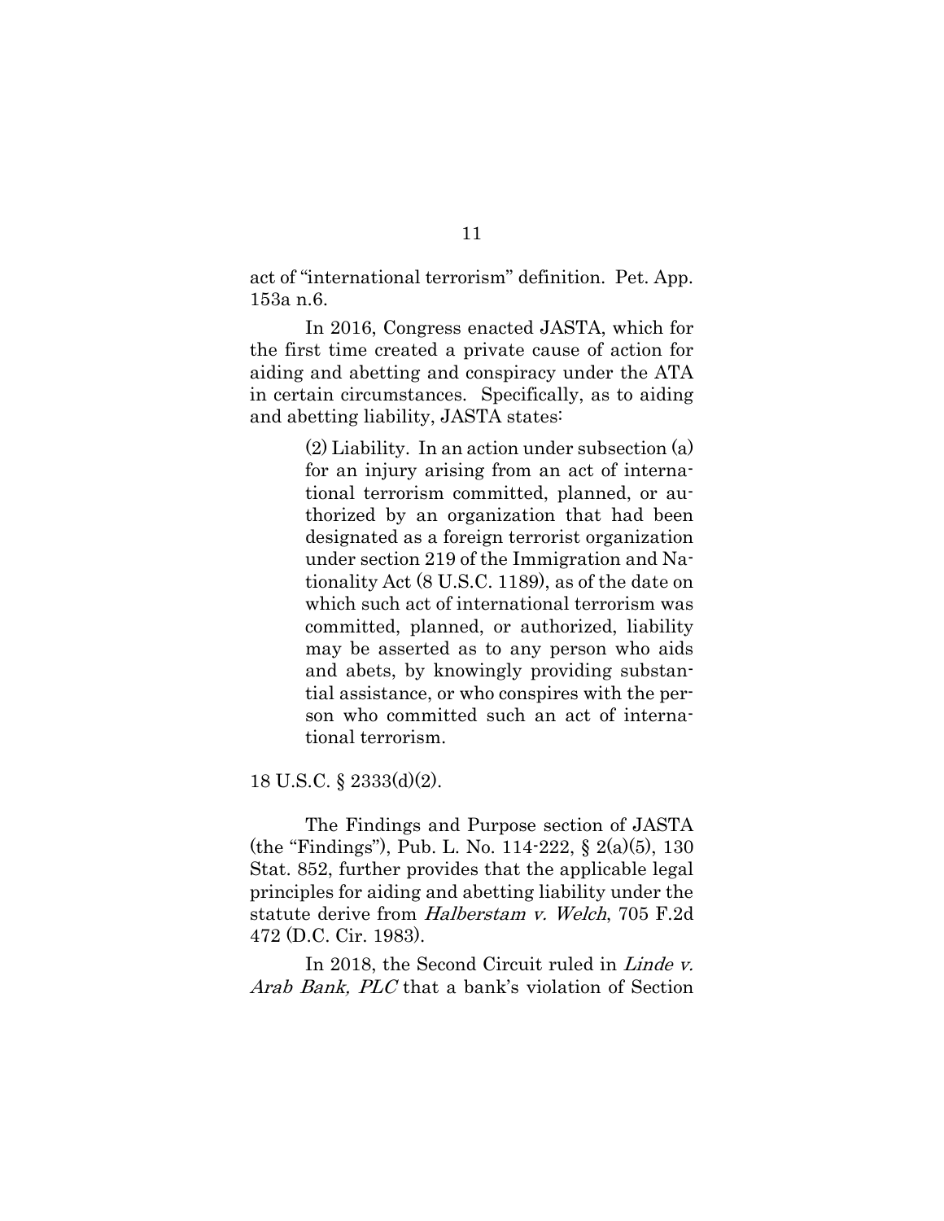act of "international terrorism" definition. Pet. App. 153a n.6.

In 2016, Congress enacted JASTA, which for the first time created a private cause of action for aiding and abetting and conspiracy under the ATA in certain circumstances. Specifically, as to aiding and abetting liability, JASTA states:

> (2) Liability. In an action under subsection (a) for an injury arising from an act of international terrorism committed, planned, or authorized by an organization that had been designated as a foreign terrorist organization under section 219 of the Immigration and Nationality Act (8 U.S.C. 1189), as of the date on which such act of international terrorism was committed, planned, or authorized, liability may be asserted as to any person who aids and abets, by knowingly providing substantial assistance, or who conspires with the person who committed such an act of international terrorism.

18 U.S.C. § 2333(d)(2).

The Findings and Purpose section of JASTA (the "Findings"), Pub. L. No. 114-222, § 2(a)(5), 130 Stat. 852, further provides that the applicable legal principles for aiding and abetting liability under the statute derive from *Halberstam v. Welch*, 705 F.2d 472 (D.C. Cir. 1983).

In 2018, the Second Circuit ruled in *Linde v. Arab Bank, PLC* that a bank's violation of Section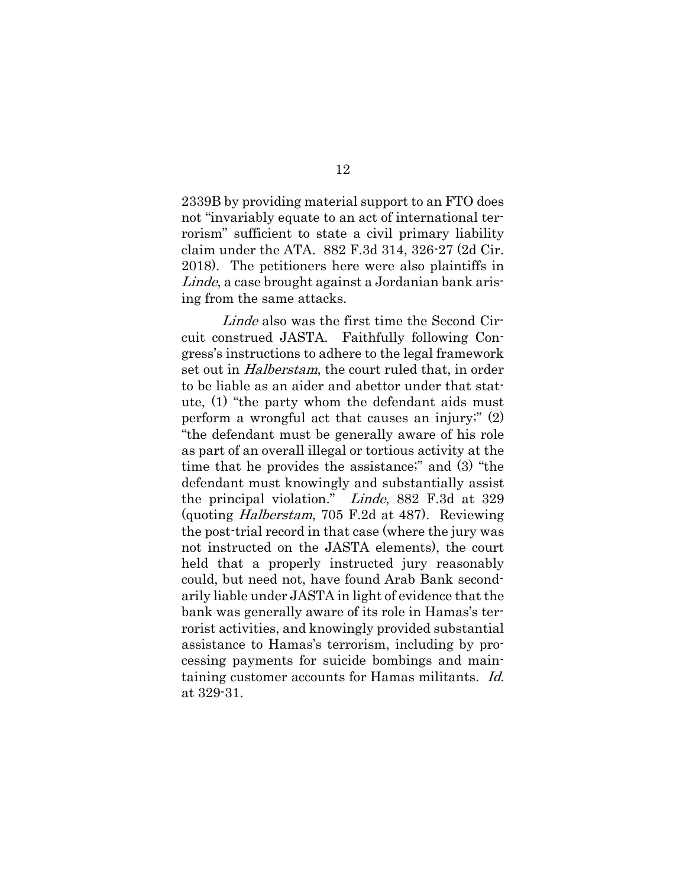2339B by providing material support to an FTO does not "invariably equate to an act of international terrorism" sufficient to state a civil primary liability claim under the ATA. 882 F.3d 314, 326-27 (2d Cir. 2018). The petitioners here were also plaintiffs in *Linde*, a case brought against a Jordanian bank arising from the same attacks.

*Linde* also was the first time the Second Circuit construed JASTA. Faithfully following Congress's instructions to adhere to the legal framework set out in *Halberstam*, the court ruled that, in order to be liable as an aider and abettor under that statute, (1) "the party whom the defendant aids must perform a wrongful act that causes an injury;" (2) "the defendant must be generally aware of his role as part of an overall illegal or tortious activity at the time that he provides the assistance;" and (3) "the defendant must knowingly and substantially assist the principal violation." *Linde*, 882 F.3d at 329 (quoting *Halberstam*, 705 F.2d at 487). Reviewing the post-trial record in that case (where the jury was not instructed on the JASTA elements), the court held that a properly instructed jury reasonably could, but need not, have found Arab Bank secondarily liable under JASTA in light of evidence that the bank was generally aware of its role in Hamas's terrorist activities, and knowingly provided substantial assistance to Hamas's terrorism, including by processing payments for suicide bombings and maintaining customer accounts for Hamas militants. *Id.* at 329-31.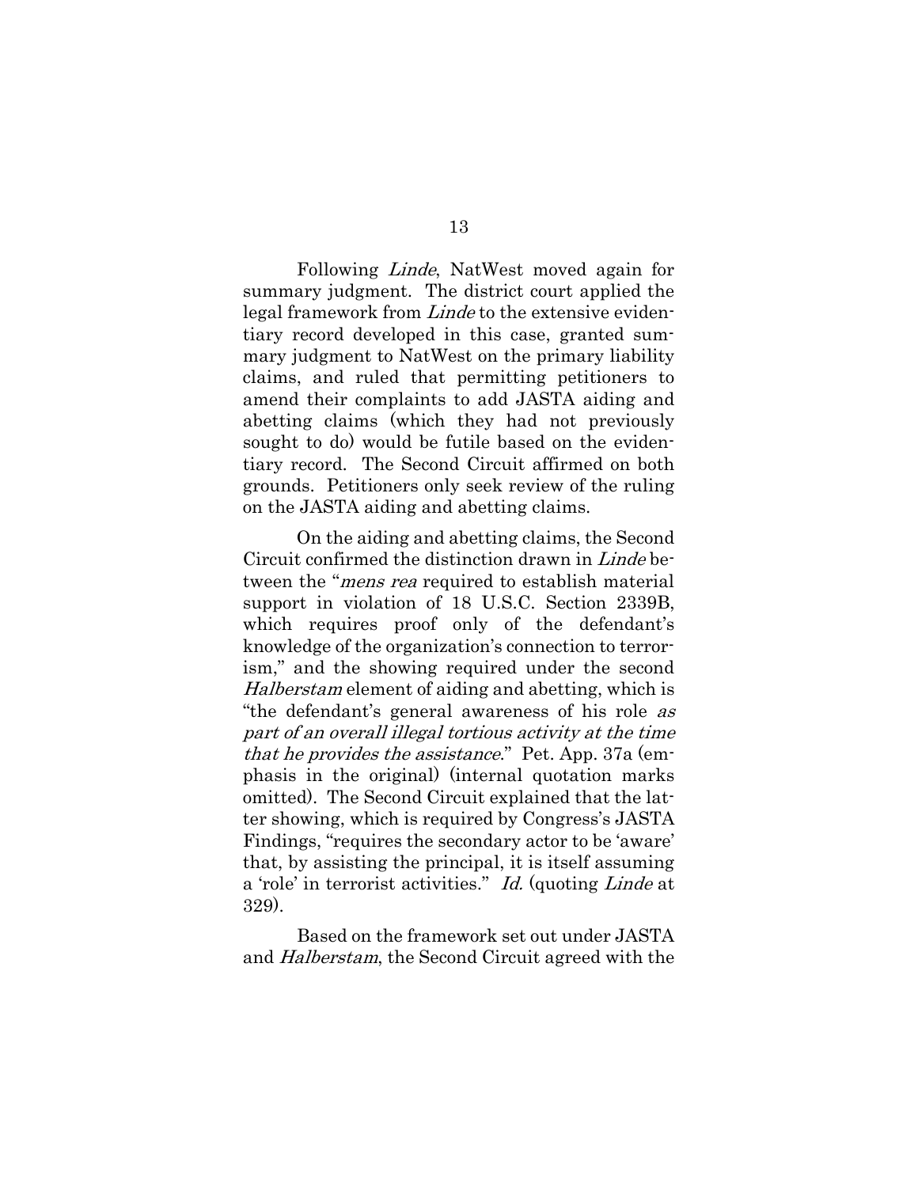Following *Linde*, NatWest moved again for summary judgment. The district court applied the legal framework from *Linde* to the extensive evidentiary record developed in this case, granted summary judgment to NatWest on the primary liability claims, and ruled that permitting petitioners to amend their complaints to add JASTA aiding and abetting claims (which they had not previously sought to do) would be futile based on the evidentiary record. The Second Circuit affirmed on both grounds. Petitioners only seek review of the ruling on the JASTA aiding and abetting claims.

On the aiding and abetting claims, the Second Circuit confirmed the distinction drawn in *Linde* between the "*mens rea* required to establish material support in violation of 18 U.S.C. Section 2339B, which requires proof only of the defendant's knowledge of the organization's connection to terrorism," and the showing required under the second *Halberstam* element of aiding and abetting, which is "the defendant's general awareness of his role *as part of an overall illegal tortious activity at the time that he provides the assistance*." Pet. App. 37a (emphasis in the original) (internal quotation marks omitted). The Second Circuit explained that the latter showing, which is required by Congress's JASTA Findings, "requires the secondary actor to be 'aware' that, by assisting the principal, it is itself assuming a 'role' in terrorist activities." *Id.* (quoting *Linde* at 329).

Based on the framework set out under JASTA and *Halberstam*, the Second Circuit agreed with the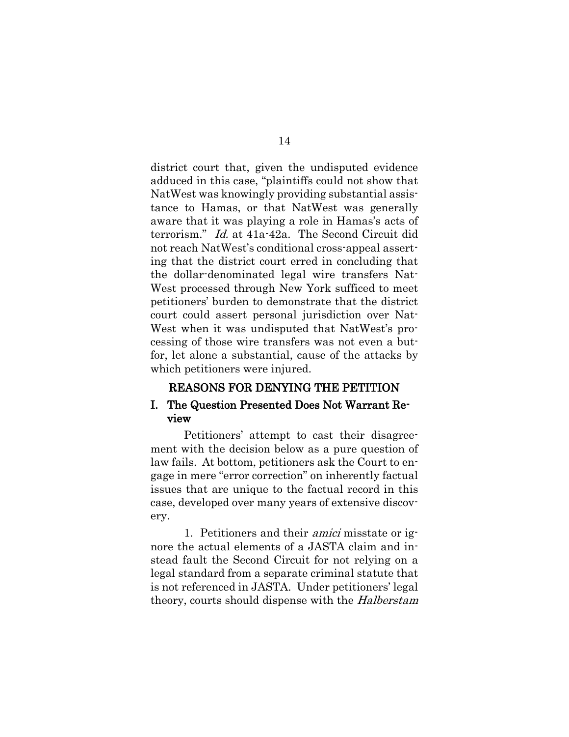district court that, given the undisputed evidence adduced in this case, "plaintiffs could not show that NatWest was knowingly providing substantial assistance to Hamas, or that NatWest was generally aware that it was playing a role in Hamas's acts of terrorism." *Id.* at 41a-42a. The Second Circuit did not reach NatWest's conditional cross-appeal asserting that the district court erred in concluding that the dollar-denominated legal wire transfers NatWest processed through New York sufficed to meet petitioners' burden to demonstrate that the district court could assert personal jurisdiction over NatWest when it was undisputed that NatWest's processing of those wire transfers was not even a but-for, let alone a substantial, cause of the attacks by which petitioners were injured.

## REASONS FOR DENYING THE PETITION

### I. The Question Presented Does Not Warrant Review

Petitioners' attempt to cast their disagreement with the decision below as a pure question of law fails. At bottom, petitioners ask the Court to engage in mere "error correction" on inherently factual issues that are unique to the factual record in this case, developed over many years of extensive discovery.

1. Petitioners and their *amici* misstate or ignore the actual elements of a JASTA claim and instead fault the Second Circuit for not relying on a legal standard from a separate criminal statute that is not referenced in JASTA. Under petitioners' legal theory, courts should dispense with the *Halberstam*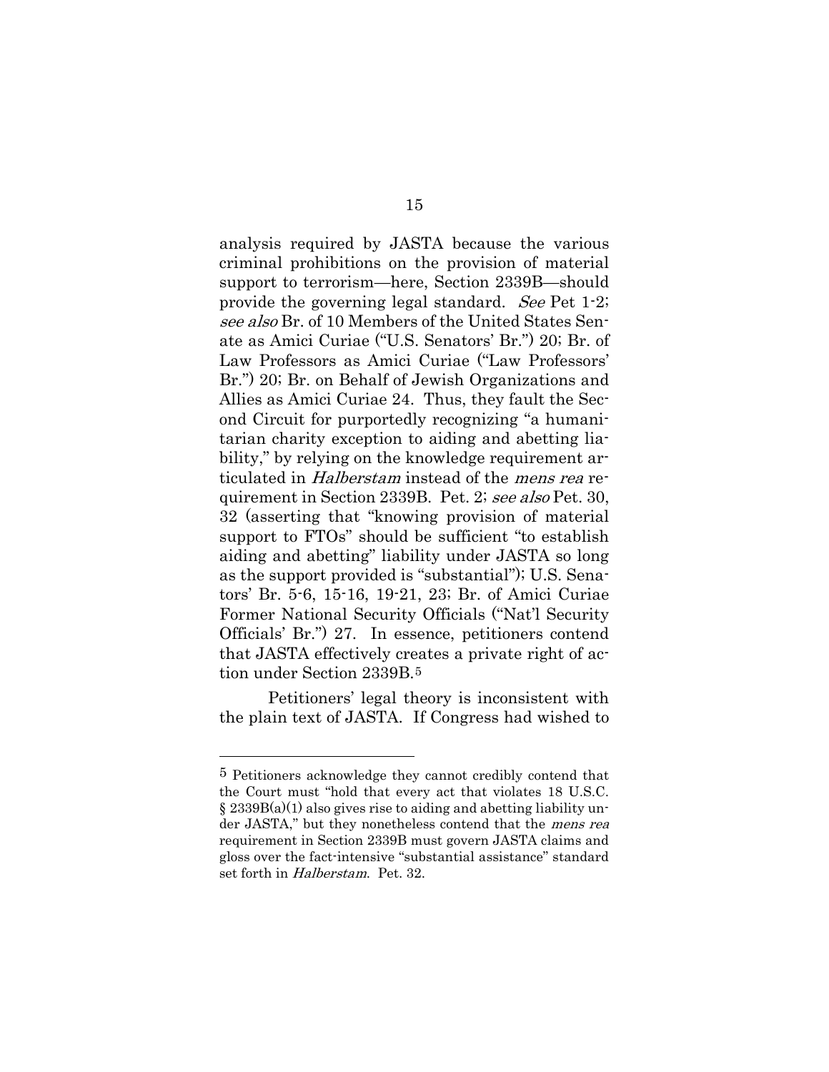analysis required by JASTA because the various criminal prohibitions on the provision of material support to terrorism—here, Section 2339B—should provide the governing legal standard. *See* Pet 1-2; *see also* Br. of 10 Members of the United States Senate as Amici Curiae ("U.S. Senators' Br.") 20; Br. of Law Professors as Amici Curiae ("Law Professors' Br.") 20; Br. on Behalf of Jewish Organizations and Allies as Amici Curiae 24. Thus, they fault the Second Circuit for purportedly recognizing "a humanitarian charity exception to aiding and abetting liability," by relying on the knowledge requirement articulated in *Halberstam* instead of the *mens rea* requirement in Section 2339B. Pet. 2; *see also* Pet. 30, 32 (asserting that "knowing provision of material support to FTOs" should be sufficient "to establish aiding and abetting" liability under JASTA so long as the support provided is "substantial"); U.S. Senators' Br. 5-6, 15-16, 19-21, 23; Br. of Amici Curiae Former National Security Officials ("Nat'l Security Officials' Br.") 27. In essence, petitioners contend that JASTA effectively creates a private right of action under Section 2339B.[5]

Petitioners' legal theory is inconsistent with the plain text of JASTA. If Congress had wished to

---

[5] Petitioners acknowledge they cannot credibly contend that the Court must "hold that every act that violates 18 U.S.C. § 2339B(a)(1) also gives rise to aiding and abetting liability under JASTA," but they nonetheless contend that the *mens rea* requirement in Section 2339B must govern JASTA claims and gloss over the fact-intensive "substantial assistance" standard set forth in *Halberstam*. Pet. 32.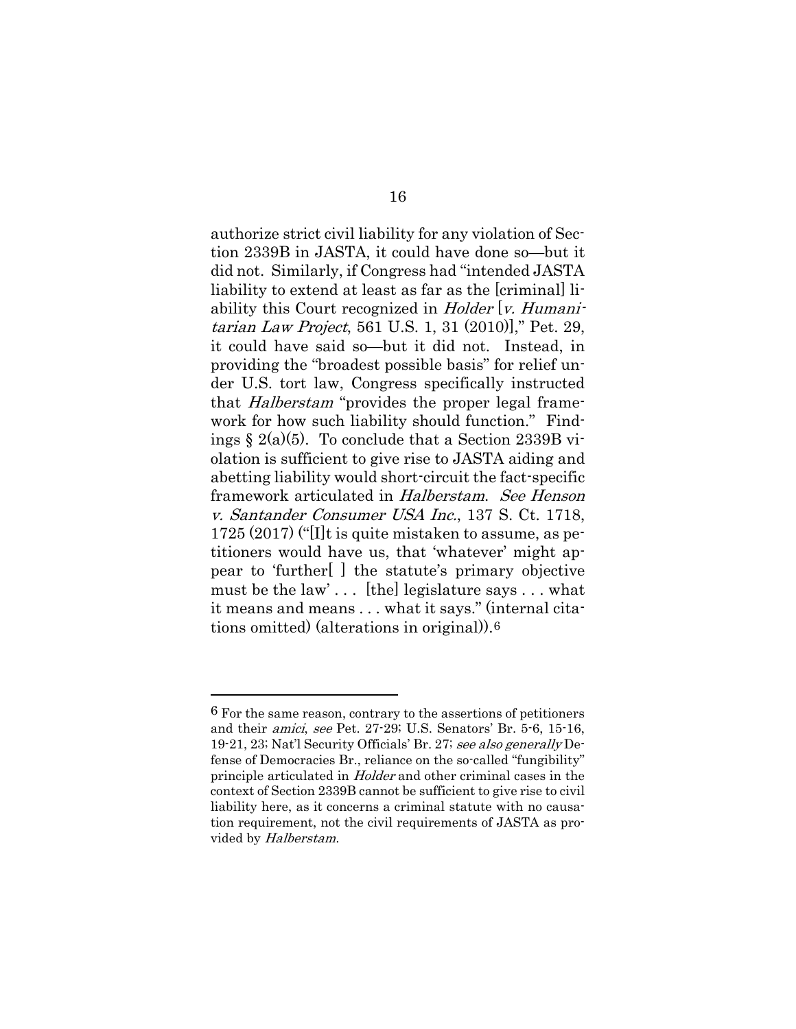authorize strict civil liability for any violation of Section 2339B in JASTA, it could have done so—but it did not. Similarly, if Congress had "intended JASTA liability to extend at least as far as the [criminal] liability this Court recognized in *Holder* [*v. Humanitarian Law Project*, 561 U.S. 1, 31 (2010)]," Pet. 29, it could have said so—but it did not. Instead, in providing the "broadest possible basis" for relief under U.S. tort law, Congress specifically instructed that *Halberstam* "provides the proper legal framework for how such liability should function." Findings § 2(a)(5). To conclude that a Section 2339B violation is sufficient to give rise to JASTA aiding and abetting liability would short-circuit the fact-specific framework articulated in *Halberstam*. *See Henson v. Santander Consumer USA Inc.*, 137 S. Ct. 1718, 1725 (2017) ("[I]t is quite mistaken to assume, as petitioners would have us, that 'whatever' might appear to 'further[ ] the statute's primary objective must be the law' . . . [the] legislature says . . . what it means and means . . . what it says." (internal citations omitted) (alterations in original)).[6]

---

[6] For the same reason, contrary to the assertions of petitioners and their *amici*, *see* Pet. 27-29; U.S. Senators' Br. 5-6, 15-16, 19-21, 23; Nat'l Security Officials' Br. 27; *see also generally* Defense of Democracies Br., reliance on the so-called "fungibility" principle articulated in *Holder* and other criminal cases in the context of Section 2339B cannot be sufficient to give rise to civil liability here, as it concerns a criminal statute with no causation requirement, not the civil requirements of JASTA as provided by *Halberstam*.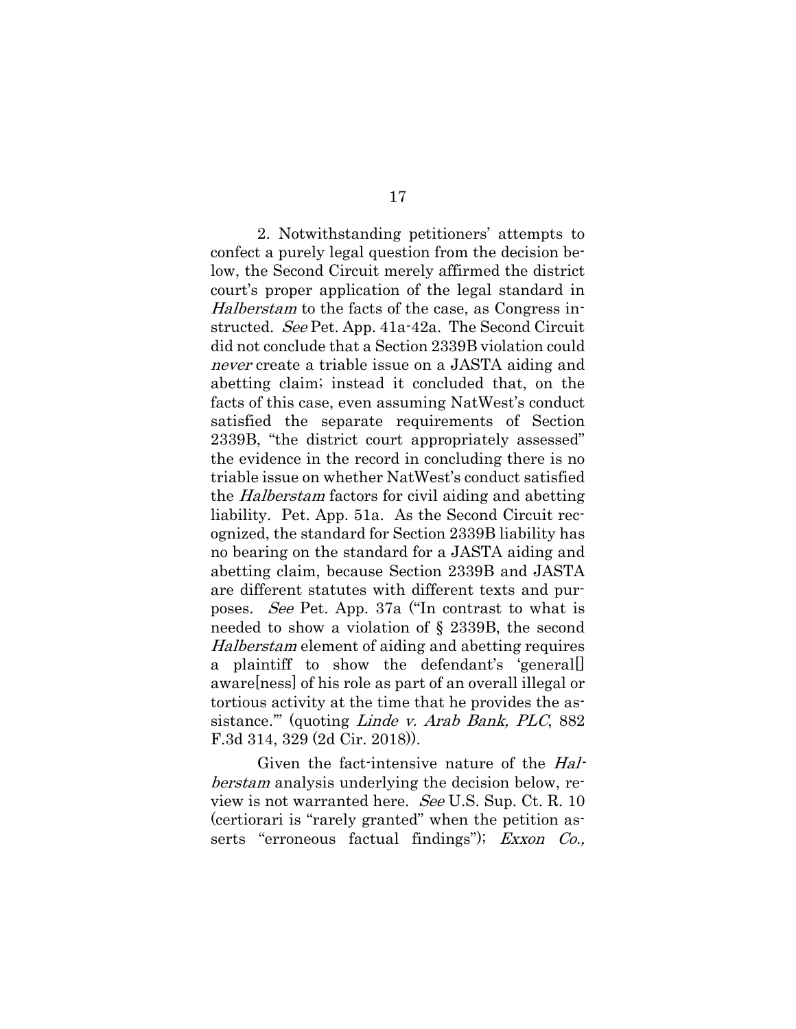2. Notwithstanding petitioners' attempts to confect a purely legal question from the decision below, the Second Circuit merely affirmed the district court's proper application of the legal standard in *Halberstam* to the facts of the case, as Congress instructed. *See* Pet. App. 41a-42a. The Second Circuit did not conclude that a Section 2339B violation could *never* create a triable issue on a JASTA aiding and abetting claim; instead it concluded that, on the facts of this case, even assuming NatWest's conduct satisfied the separate requirements of Section 2339B, "the district court appropriately assessed" the evidence in the record in concluding there is no triable issue on whether NatWest's conduct satisfied the *Halberstam* factors for civil aiding and abetting liability. Pet. App. 51a. As the Second Circuit recognized, the standard for Section 2339B liability has no bearing on the standard for a JASTA aiding and abetting claim, because Section 2339B and JASTA are different statutes with different texts and purposes. *See* Pet. App. 37a ("In contrast to what is needed to show a violation of § 2339B, the second *Halberstam* element of aiding and abetting requires a plaintiff to show the defendant's 'general[] aware[ness] of his role as part of an overall illegal or tortious activity at the time that he provides the assistance.'" (quoting *Linde v. Arab Bank, PLC*, 882 F.3d 314, 329 (2d Cir. 2018)).

Given the fact-intensive nature of the *Halberstam* analysis underlying the decision below, review is not warranted here. *See* U.S. Sup. Ct. R. 10 (certiorari is "rarely granted" when the petition asserts "erroneous factual findings"); *Exxon Co.,*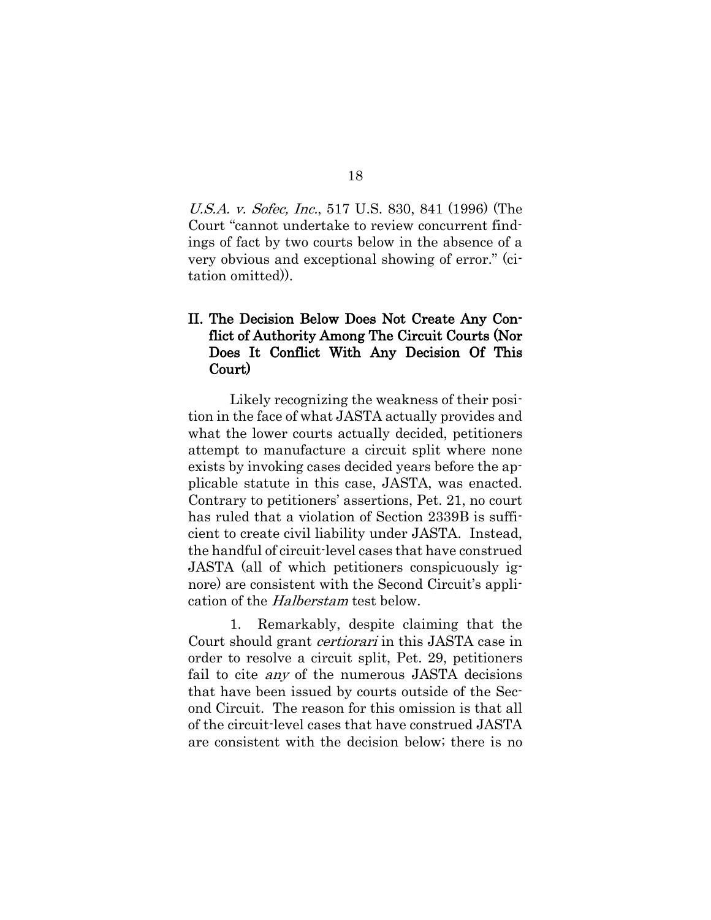*U.S.A. v. Sofec, Inc.*, 517 U.S. 830, 841 (1996) (The Court "cannot undertake to review concurrent findings of fact by two courts below in the absence of a very obvious and exceptional showing of error." (citation omitted)).

## II. The Decision Below Does Not Create Any Conflict of Authority Among The Circuit Courts (Nor Does It Conflict With Any Decision Of This Court)

Likely recognizing the weakness of their position in the face of what JASTA actually provides and what the lower courts actually decided, petitioners attempt to manufacture a circuit split where none exists by invoking cases decided years before the applicable statute in this case, JASTA, was enacted. Contrary to petitioners' assertions, Pet. 21, no court has ruled that a violation of Section 2339B is sufficient to create civil liability under JASTA. Instead, the handful of circuit-level cases that have construed JASTA (all of which petitioners conspicuously ignore) are consistent with the Second Circuit's application of the *Halberstam* test below.

1. Remarkably, despite claiming that the Court should grant *certiorari* in this JASTA case in order to resolve a circuit split, Pet. 29, petitioners fail to cite *any* of the numerous JASTA decisions that have been issued by courts outside of the Second Circuit. The reason for this omission is that all of the circuit-level cases that have construed JASTA are consistent with the decision below; there is no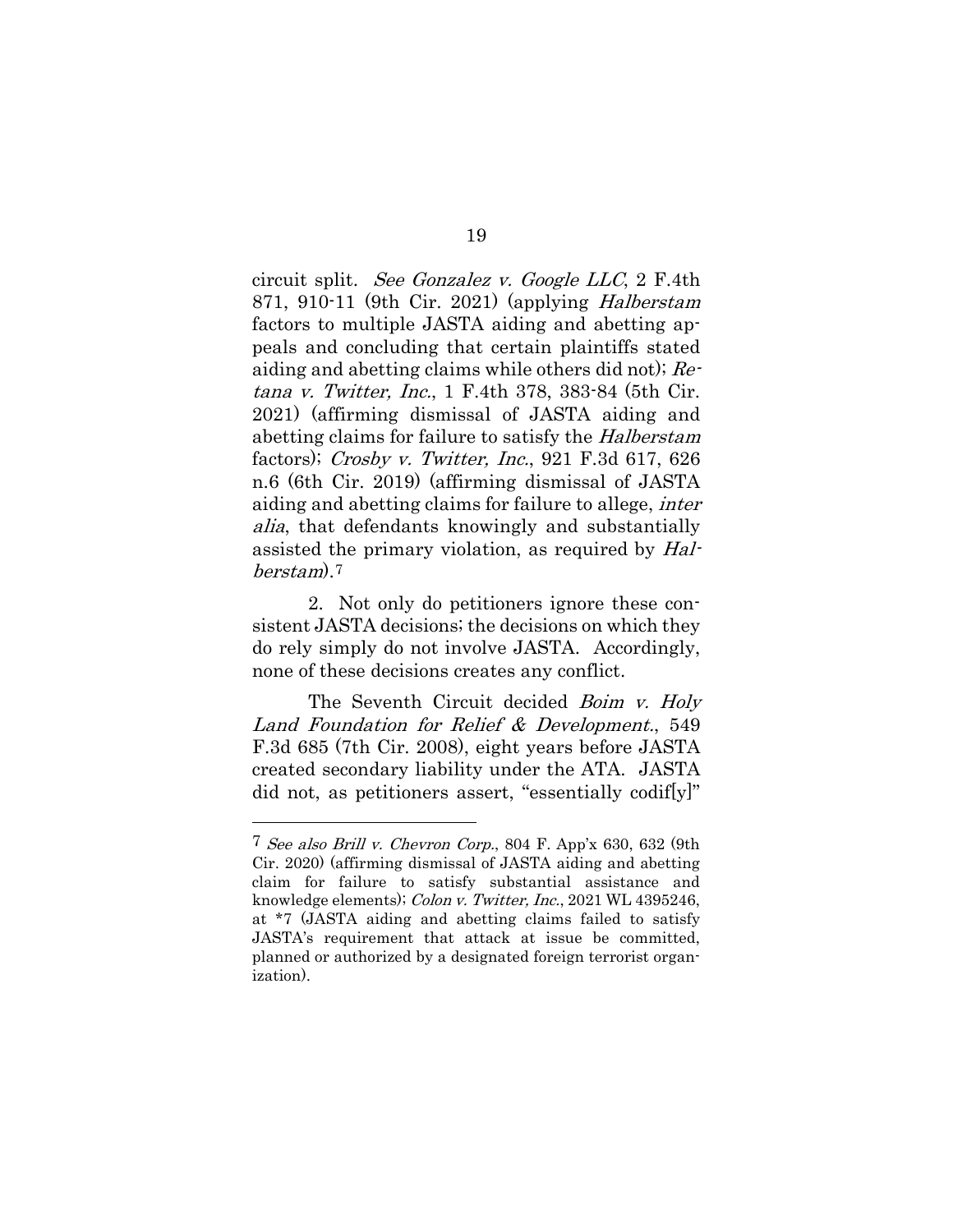circuit split. *See Gonzalez v. Google LLC*, 2 F.4th 871, 910-11 (9th Cir. 2021) (applying *Halberstam* factors to multiple JASTA aiding and abetting appeals and concluding that certain plaintiffs stated aiding and abetting claims while others did not); *Retana v. Twitter, Inc.*, 1 F.4th 378, 383-84 (5th Cir. 2021) (affirming dismissal of JASTA aiding and abetting claims for failure to satisfy the *Halberstam* factors); *Crosby v. Twitter, Inc.*, 921 F.3d 617, 626 n.6 (6th Cir. 2019) (affirming dismissal of JASTA aiding and abetting claims for failure to allege, *inter alia*, that defendants knowingly and substantially assisted the primary violation, as required by *Halberstam*).[7]

2. Not only do petitioners ignore these consistent JASTA decisions; the decisions on which they do rely simply do not involve JASTA. Accordingly, none of these decisions creates any conflict.

The Seventh Circuit decided *Boim v. Holy Land Foundation for Relief & Development.*, 549 F.3d 685 (7th Cir. 2008), eight years before JASTA created secondary liability under the ATA. JASTA did not, as petitioners assert, "essentially codif[y]"

---

[7] *See also Brill v. Chevron Corp.*, 804 F. App'x 630, 632 (9th Cir. 2020) (affirming dismissal of JASTA aiding and abetting claim for failure to satisfy substantial assistance and knowledge elements); *Colon v. Twitter, Inc.*, 2021 WL 4395246, at *7 (JASTA aiding and abetting claims failed to satisfy JASTA's requirement that attack at issue be committed, planned or authorized by a designated foreign terrorist organization).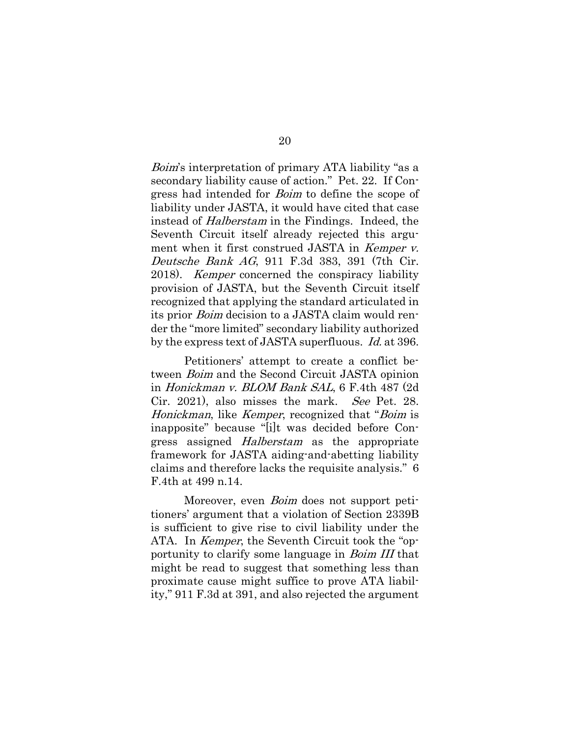*Boim*'s interpretation of primary ATA liability "as a secondary liability cause of action." Pet. 22. If Congress had intended for *Boim* to define the scope of liability under JASTA, it would have cited that case instead of *Halberstam* in the Findings. Indeed, the Seventh Circuit itself already rejected this argument when it first construed JASTA in *Kemper v. Deutsche Bank AG*, 911 F.3d 383, 391 (7th Cir. 2018). *Kemper* concerned the conspiracy liability provision of JASTA, but the Seventh Circuit itself recognized that applying the standard articulated in its prior *Boim* decision to a JASTA claim would render the "more limited" secondary liability authorized by the express text of JASTA superfluous. *Id.* at 396.

Petitioners' attempt to create a conflict between *Boim* and the Second Circuit JASTA opinion in *Honickman v. BLOM Bank SAL*, 6 F.4th 487 (2d Cir. 2021), also misses the mark. *See* Pet. 28. *Honickman*, like *Kemper*, recognized that "*Boim* is inapposite" because "[i]t was decided before Congress assigned *Halberstam* as the appropriate framework for JASTA aiding-and-abetting liability claims and therefore lacks the requisite analysis." 6 F.4th at 499 n.14.

Moreover, even *Boim* does not support petitioners' argument that a violation of Section 2339B is sufficient to give rise to civil liability under the ATA. In *Kemper*, the Seventh Circuit took the "opportunity to clarify some language in *Boim III* that might be read to suggest that something less than proximate cause might suffice to prove ATA liability," 911 F.3d at 391, and also rejected the argument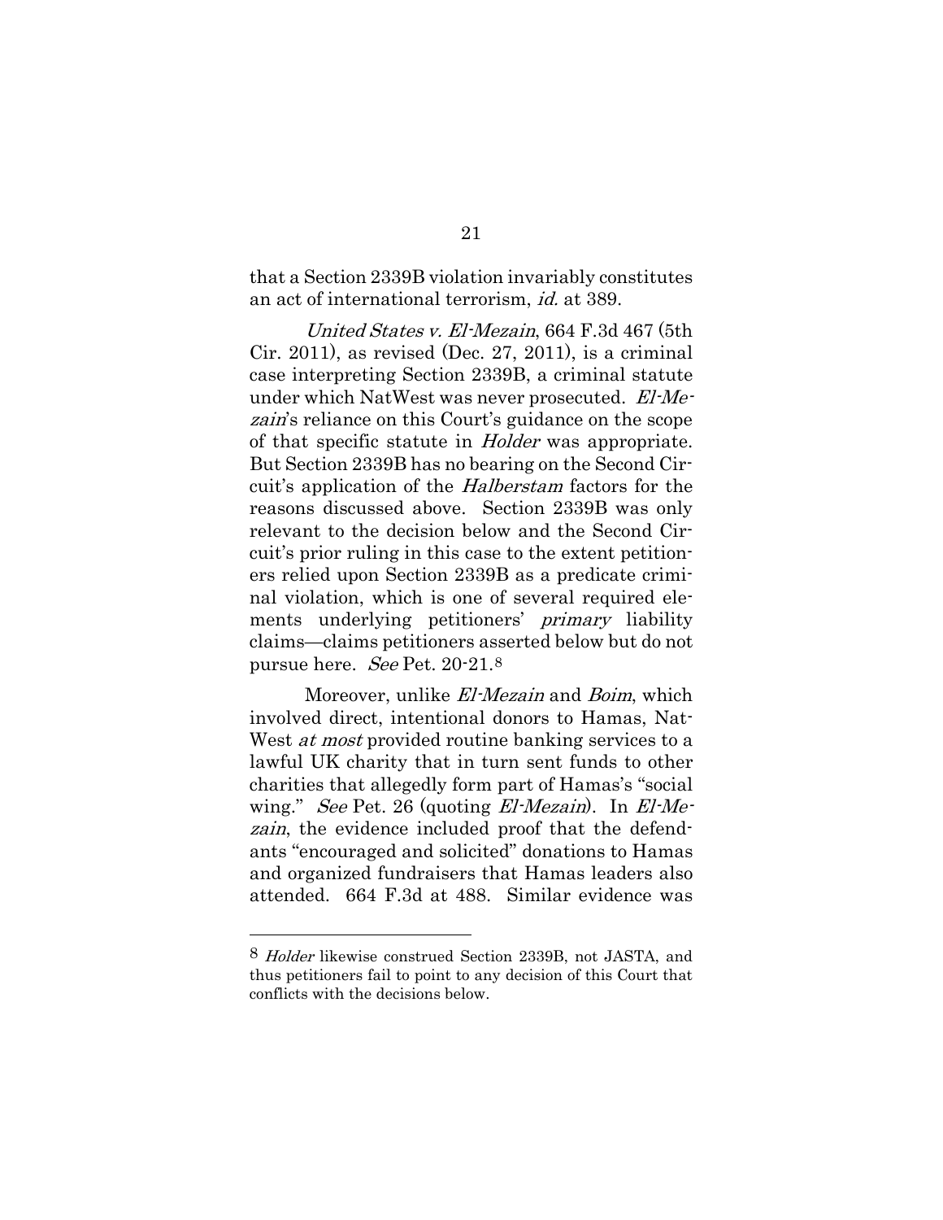that a Section 2339B violation invariably constitutes an act of international terrorism, *id.* at 389.

*United States v. El-Mezain*, 664 F.3d 467 (5th Cir. 2011), as revised (Dec. 27, 2011), is a criminal case interpreting Section 2339B, a criminal statute under which NatWest was never prosecuted. *El-Mezain*'s reliance on this Court's guidance on the scope of that specific statute in *Holder* was appropriate. But Section 2339B has no bearing on the Second Circuit's application of the *Halberstam* factors for the reasons discussed above. Section 2339B was only relevant to the decision below and the Second Circuit's prior ruling in this case to the extent petitioners relied upon Section 2339B as a predicate criminal violation, which is one of several required elements underlying petitioners' *primary* liability claims—claims petitioners asserted below but do not pursue here. *See* Pet. 20-21.[8]

Moreover, unlike *El-Mezain* and *Boim*, which involved direct, intentional donors to Hamas, NatWest *at most* provided routine banking services to a lawful UK charity that in turn sent funds to other charities that allegedly form part of Hamas's "social wing." *See* Pet. 26 (quoting *El-Mezain*). In *El-Mezain*, the evidence included proof that the defendants "encouraged and solicited" donations to Hamas and organized fundraisers that Hamas leaders also attended. 664 F.3d at 488. Similar evidence was

---

[8] *Holder* likewise construed Section 2339B, not JASTA, and thus petitioners fail to point to any decision of this Court that conflicts with the decisions below.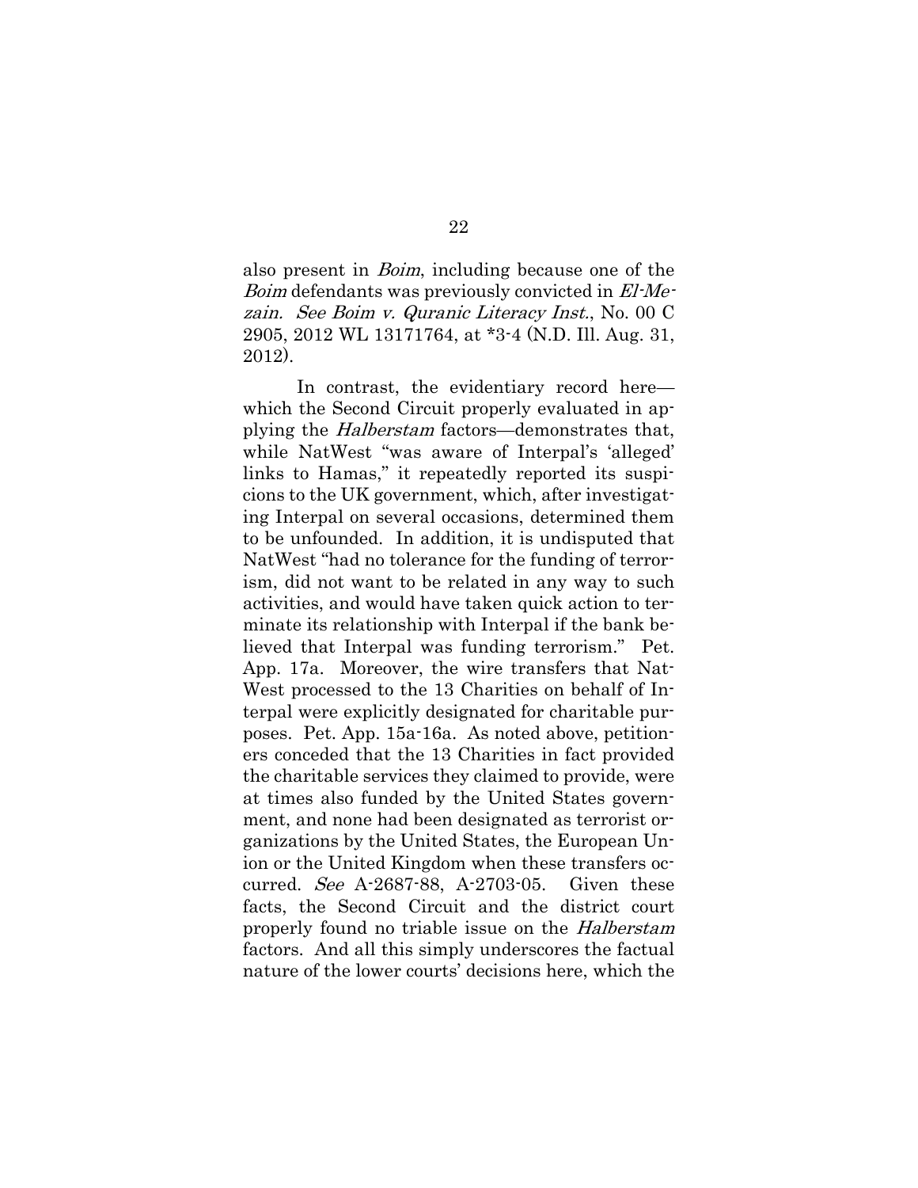also present in *Boim*, including because one of the *Boim* defendants was previously convicted in *El-Mezain*. *See Boim v. Quranic Literacy Inst.*, No. 00 C 2905, 2012 WL 13171764, at *3-4 (N.D. Ill. Aug. 31, 2012).

In contrast, the evidentiary record here—which the Second Circuit properly evaluated in applying the *Halberstam* factors—demonstrates that, while NatWest "was aware of Interpal's 'alleged' links to Hamas," it repeatedly reported its suspicions to the UK government, which, after investigating Interpal on several occasions, determined them to be unfounded. In addition, it is undisputed that NatWest "had no tolerance for the funding of terrorism, did not want to be related in any way to such activities, and would have taken quick action to terminate its relationship with Interpal if the bank believed that Interpal was funding terrorism." Pet. App. 17a. Moreover, the wire transfers that NatWest processed to the 13 Charities on behalf of Interpal were explicitly designated for charitable purposes. Pet. App. 15a-16a. As noted above, petitioners conceded that the 13 Charities in fact provided the charitable services they claimed to provide, were at times also funded by the United States government, and none had been designated as terrorist organizations by the United States, the European Union or the United Kingdom when these transfers occurred. *See* A-2687-88, A-2703-05. Given these facts, the Second Circuit and the district court properly found no triable issue on the *Halberstam* factors. And all this simply underscores the factual nature of the lower courts' decisions here, which the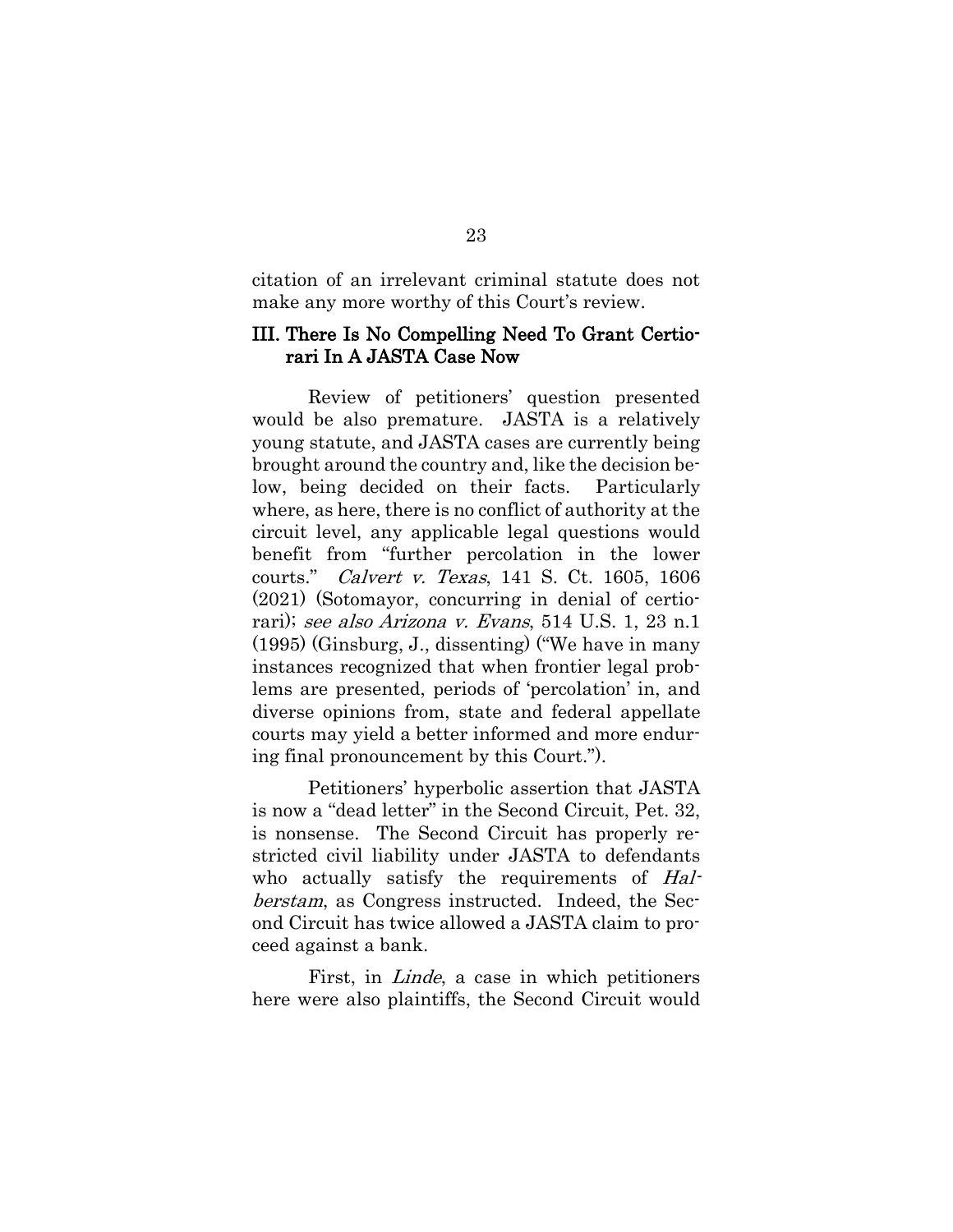citation of an irrelevant criminal statute does not make any more worthy of this Court's review.

## III. There Is No Compelling Need To Grant Certiorari In A JASTA Case Now

Review of petitioners' question presented would be also premature. JASTA is a relatively young statute, and JASTA cases are currently being brought around the country and, like the decision below, being decided on their facts. Particularly where, as here, there is no conflict of authority at the circuit level, any applicable legal questions would benefit from "further percolation in the lower courts." *Calvert v. Texas*, 141 S. Ct. 1605, 1606 (2021) (Sotomayor, concurring in denial of certiorari); *see also Arizona v. Evans*, 514 U.S. 1, 23 n.1 (1995) (Ginsburg, J., dissenting) ("We have in many instances recognized that when frontier legal problems are presented, periods of 'percolation' in, and diverse opinions from, state and federal appellate courts may yield a better informed and more enduring final pronouncement by this Court.").

Petitioners' hyperbolic assertion that JASTA is now a "dead letter" in the Second Circuit, Pet. 32, is nonsense. The Second Circuit has properly restricted civil liability under JASTA to defendants who actually satisfy the requirements of *Halberstam*, as Congress instructed. Indeed, the Second Circuit has twice allowed a JASTA claim to proceed against a bank.

First, in *Linde*, a case in which petitioners here were also plaintiffs, the Second Circuit would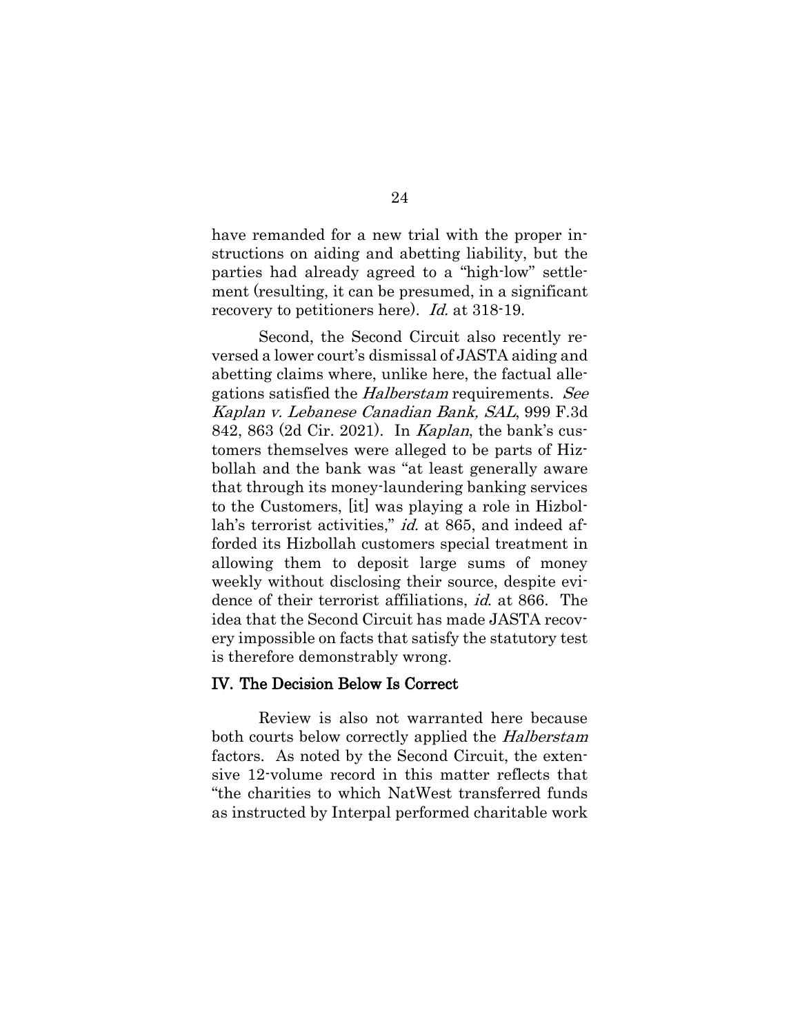have remanded for a new trial with the proper instructions on aiding and abetting liability, but the parties had already agreed to a "high-low" settlement (resulting, it can be presumed, in a significant recovery to petitioners here). *Id.* at 318-19.

Second, the Second Circuit also recently reversed a lower court's dismissal of JASTA aiding and abetting claims where, unlike here, the factual allegations satisfied the *Halberstam* requirements. *See Kaplan v. Lebanese Canadian Bank, SAL*, 999 F.3d 842, 863 (2d Cir. 2021). In *Kaplan*, the bank's customers themselves were alleged to be parts of Hizbollah and the bank was "at least generally aware that through its money-laundering banking services to the Customers, [it] was playing a role in Hizbollah's terrorist activities," *id.* at 865, and indeed afforded its Hizbollah customers special treatment in allowing them to deposit large sums of money weekly without disclosing their source, despite evidence of their terrorist affiliations, *id.* at 866. The idea that the Second Circuit has made JASTA recovery impossible on facts that satisfy the statutory test is therefore demonstrably wrong.

## IV. The Decision Below Is Correct

Review is also not warranted here because both courts below correctly applied the *Halberstam* factors. As noted by the Second Circuit, the extensive 12-volume record in this matter reflects that "the charities to which NatWest transferred funds as instructed by Interpal performed charitable work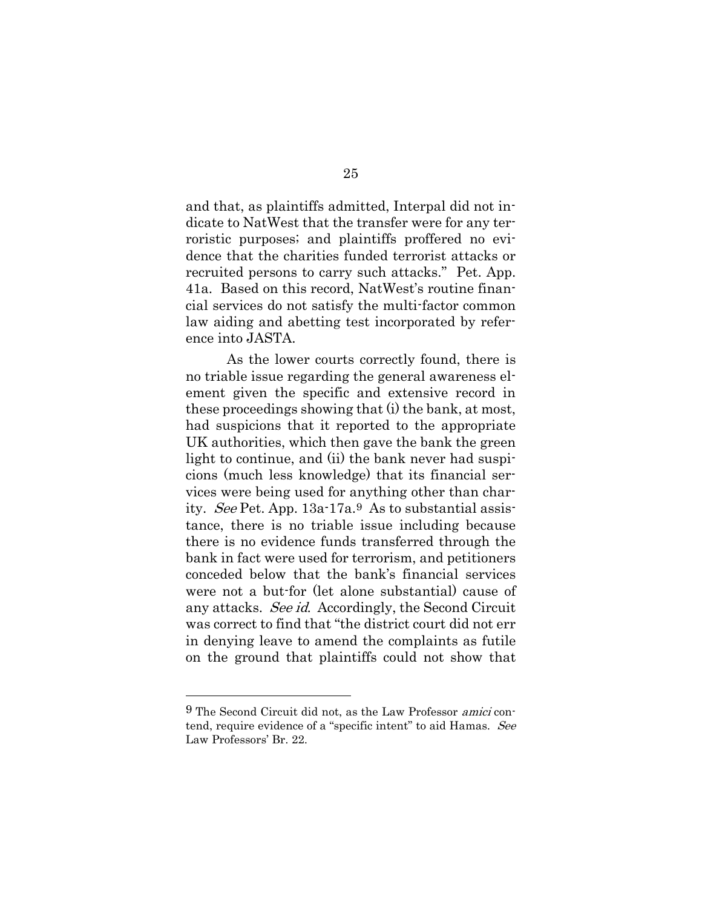and that, as plaintiffs admitted, Interpal did not indicate to NatWest that the transfer were for any terroristic purposes; and plaintiffs proffered no evidence that the charities funded terrorist attacks or recruited persons to carry such attacks." Pet. App. 41a. Based on this record, NatWest's routine financial services do not satisfy the multi-factor common law aiding and abetting test incorporated by reference into JASTA.

As the lower courts correctly found, there is no triable issue regarding the general awareness element given the specific and extensive record in these proceedings showing that (i) the bank, at most, had suspicions that it reported to the appropriate UK authorities, which then gave the bank the green light to continue, and (ii) the bank never had suspicions (much less knowledge) that its financial services were being used for anything other than charity. *See* Pet. App. 13a-17a.[9] As to substantial assistance, there is no triable issue including because there is no evidence funds transferred through the bank in fact were used for terrorism, and petitioners conceded below that the bank's financial services were not a but-for (let alone substantial) cause of any attacks. *See id.* Accordingly, the Second Circuit was correct to find that "the district court did not err in denying leave to amend the complaints as futile on the ground that plaintiffs could not show that

---

[9] The Second Circuit did not, as the Law Professor *amici* contend, require evidence of a "specific intent" to aid Hamas. *See* Law Professors' Br. 22.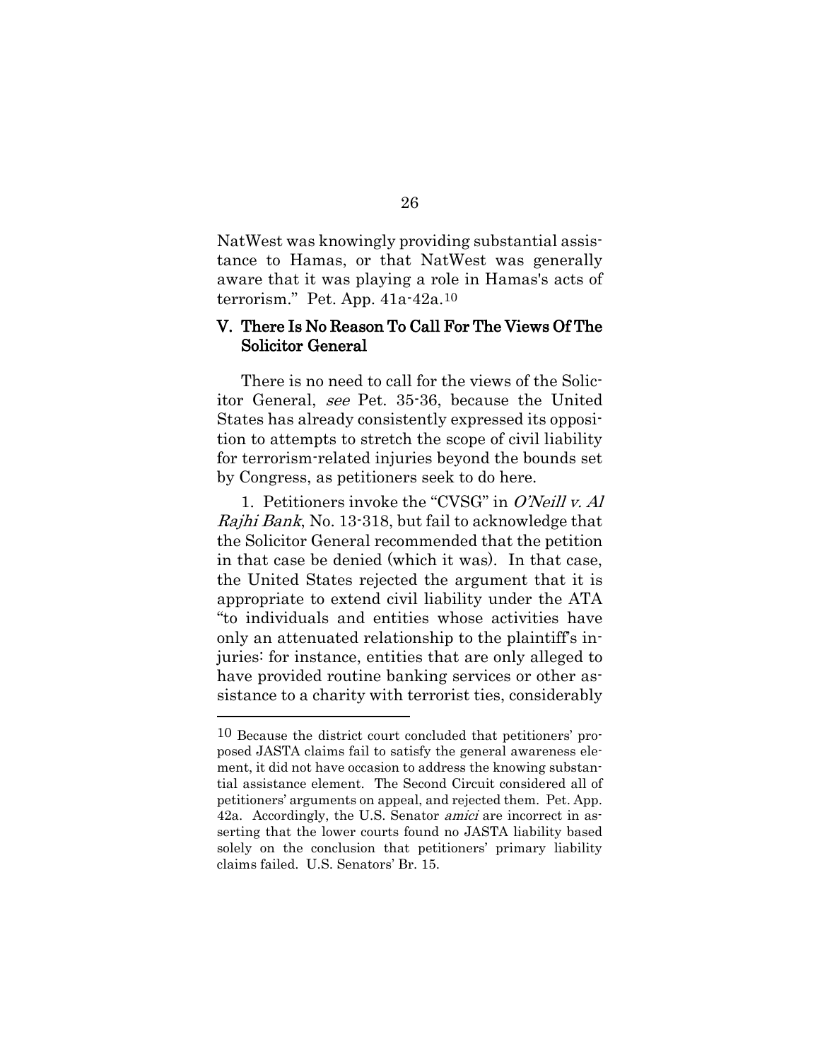NatWest was knowingly providing substantial assistance to Hamas, or that NatWest was generally aware that it was playing a role in Hamas's acts of terrorism." Pet. App. 41a-42a.[10]

## V. There Is No Reason To Call For The Views Of The Solicitor General

There is no need to call for the views of the Solicitor General, *see* Pet. 35-36, because the United States has already consistently expressed its opposition to attempts to stretch the scope of civil liability for terrorism-related injuries beyond the bounds set by Congress, as petitioners seek to do here.

1. Petitioners invoke the "CVSG" in *O'Neill v. Al Rajhi Bank*, No. 13-318, but fail to acknowledge that the Solicitor General recommended that the petition in that case be denied (which it was). In that case, the United States rejected the argument that it is appropriate to extend civil liability under the ATA "to individuals and entities whose activities have only an attenuated relationship to the plaintiff's injuries: for instance, entities that are only alleged to have provided routine banking services or other assistance to a charity with terrorist ties, considerably

---

[10] Because the district court concluded that petitioners' proposed JASTA claims fail to satisfy the general awareness element, it did not have occasion to address the knowing substantial assistance element. The Second Circuit considered all of petitioners' arguments on appeal, and rejected them. Pet. App. 42a. Accordingly, the U.S. Senator *amici* are incorrect in asserting that the lower courts found no JASTA liability based solely on the conclusion that petitioners' primary liability claims failed. U.S. Senators' Br. 15.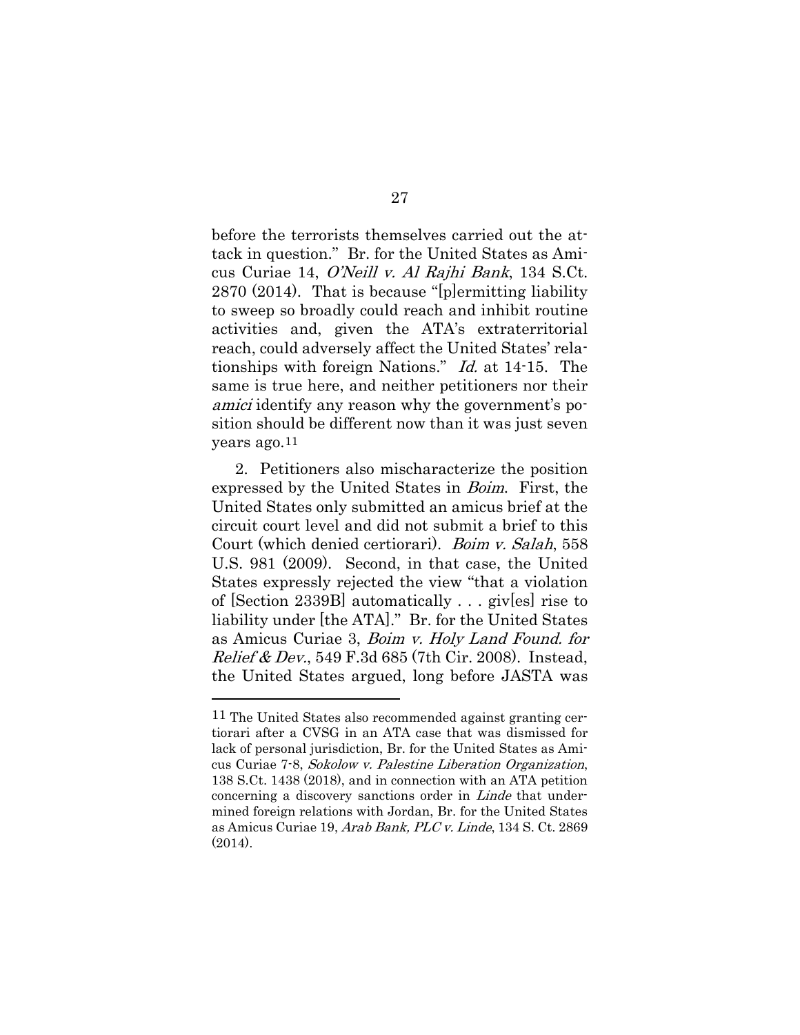before the terrorists themselves carried out the attack in question." Br. for the United States as Amicus Curiae 14, *O'Neill v. Al Rajhi Bank*, 134 S.Ct. 2870 (2014). That is because "[p]ermitting liability to sweep so broadly could reach and inhibit routine activities and, given the ATA's extraterritorial reach, could adversely affect the United States' relationships with foreign Nations." *Id.* at 14-15. The same is true here, and neither petitioners nor their *amici* identify any reason why the government's position should be different now than it was just seven years ago.[11]

2. Petitioners also mischaracterize the position expressed by the United States in *Boim*. First, the United States only submitted an amicus brief at the circuit court level and did not submit a brief to this Court (which denied certiorari). *Boim v. Salah*, 558 U.S. 981 (2009). Second, in that case, the United States expressly rejected the view "that a violation of [Section 2339B] automatically . . . giv[es] rise to liability under [the ATA]." Br. for the United States as Amicus Curiae 3, *Boim v. Holy Land Found. for Relief & Dev.*, 549 F.3d 685 (7th Cir. 2008). Instead, the United States argued, long before JASTA was

---

[11] The United States also recommended against granting certiorari after a CVSG in an ATA case that was dismissed for lack of personal jurisdiction, Br. for the United States as Amicus Curiae 7-8, *Sokolow v. Palestine Liberation Organization*, 138 S.Ct. 1438 (2018), and in connection with an ATA petition concerning a discovery sanctions order in *Linde* that undermined foreign relations with Jordan, Br. for the United States as Amicus Curiae 19, *Arab Bank, PLC v. Linde*, 134 S. Ct. 2869 (2014).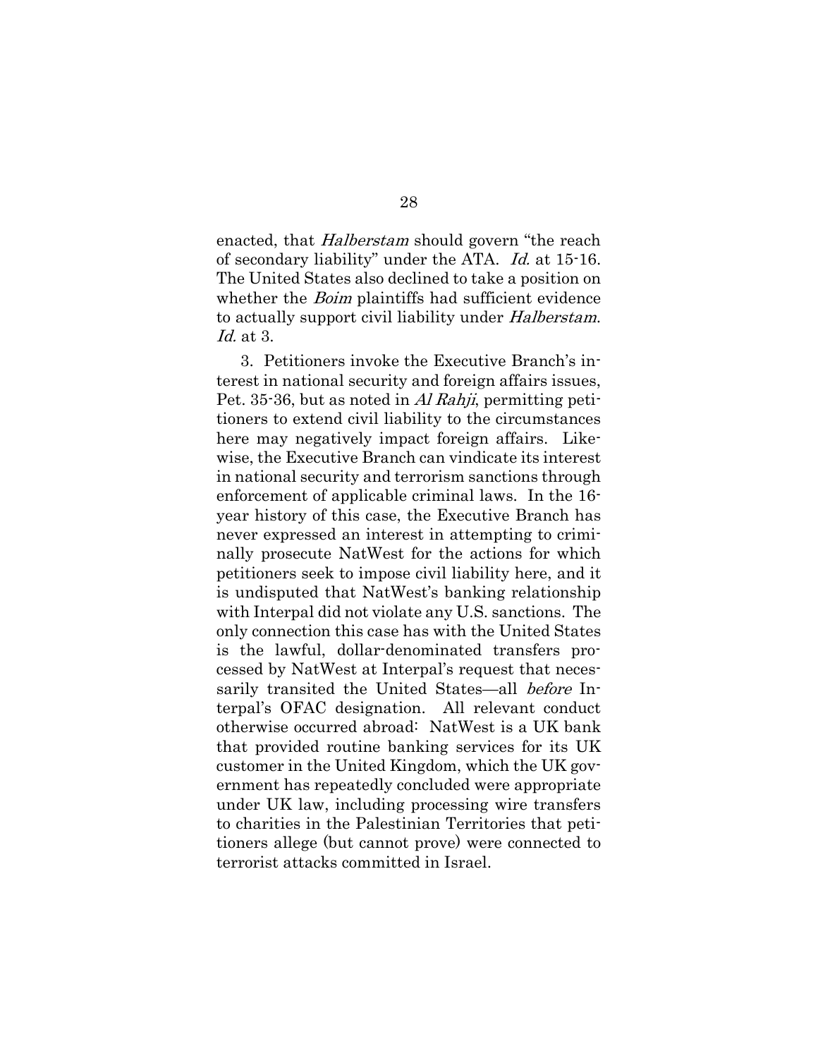enacted, that *Halberstam* should govern "the reach of secondary liability" under the ATA. *Id.* at 15-16. The United States also declined to take a position on whether the *Boim* plaintiffs had sufficient evidence to actually support civil liability under *Halberstam*. *Id.* at 3.

3. Petitioners invoke the Executive Branch's interest in national security and foreign affairs issues, Pet. 35-36, but as noted in *Al Rahji*, permitting petitioners to extend civil liability to the circumstances here may negatively impact foreign affairs. Likewise, the Executive Branch can vindicate its interest in national security and terrorism sanctions through enforcement of applicable criminal laws. In the 16-year history of this case, the Executive Branch has never expressed an interest in attempting to criminally prosecute NatWest for the actions for which petitioners seek to impose civil liability here, and it is undisputed that NatWest's banking relationship with Interpal did not violate any U.S. sanctions. The only connection this case has with the United States is the lawful, dollar-denominated transfers processed by NatWest at Interpal's request that necessarily transited the United States—all *before* Interpal's OFAC designation. All relevant conduct otherwise occurred abroad: NatWest is a UK bank that provided routine banking services for its UK customer in the United Kingdom, which the UK government has repeatedly concluded were appropriate under UK law, including processing wire transfers to charities in the Palestinian Territories that petitioners allege (but cannot prove) were connected to terrorist attacks committed in Israel.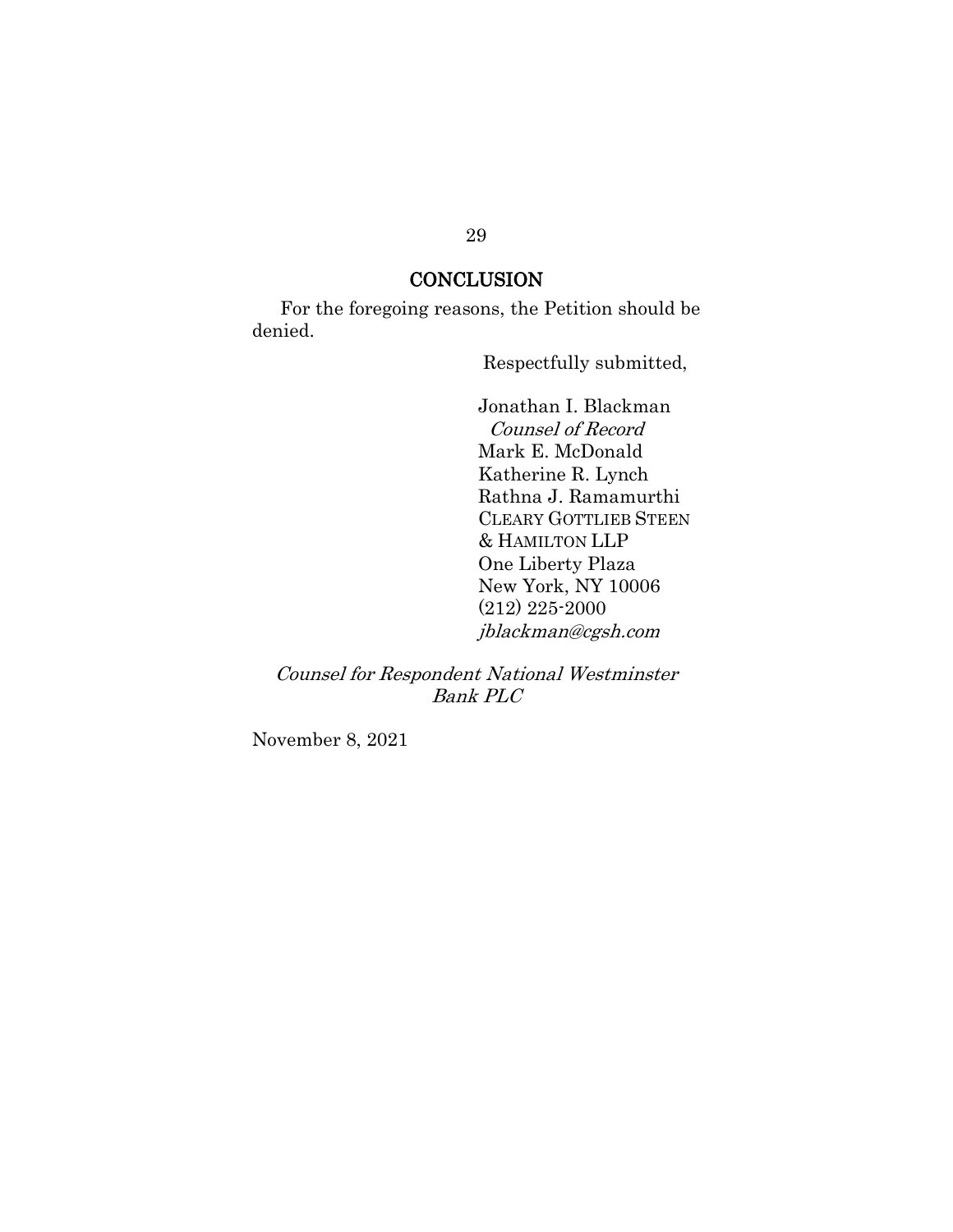## CONCLUSION

For the foregoing reasons, the Petition should be denied.

Respectfully submitted,

Jonathan I. Blackman
*Counsel of Record*
Mark E. McDonald
Katherine R. Lynch
Rathna J. Ramamurthi
CLEARY GOTTLIEB STEEN & HAMILTON LLP
One Liberty Plaza
New York, NY 10006
(212) 225-2000
*jblackman@cgsh.com*

*Counsel for Respondent National Westminster Bank PLC*

November 8, 2021